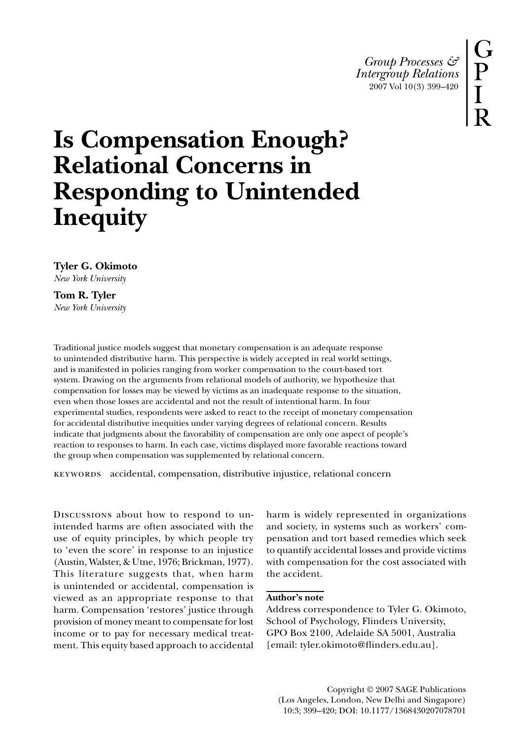# Is Compensation Enough? Relational Concerns in Responding to Unintended Inequity

**Tyler G. Okimoto**
*New York University*

**Tom R. Tyler**
*New York University*

Traditional justice models suggest that monetary compensation is an adequate response to unintended distributive harm. This perspective is widely accepted in real world settings, and is manifested in policies ranging from worker compensation to the court-based tort system. Drawing on the arguments from relational models of authority, we hypothesize that compensation for losses may be viewed by victims as an inadequate response to the situation, even when those losses are accidental and not the result of intentional harm. In four experimental studies, respondents were asked to react to the receipt of monetary compensation for accidental distributive inequities under varying degrees of relational concern. Results indicate that judgments about the favorability of compensation are only one aspect of people's reaction to responses to harm. In each case, victims displayed more favorable reactions toward the group when compensation was supplemented by relational concern.

KEYWORDS accidental, compensation, distributive injustice, relational concern

Discussions about how to respond to unintended harms are often associated with the use of equity principles, by which people try to 'even the score' in response to an injustice (Austin, Walster, & Utne, 1976; Brickman, 1977). This literature suggests that, when harm is unintended or accidental, compensation is viewed as an appropriate response to that harm. Compensation 'restores' justice through provision of money meant to compensate for lost income or to pay for necessary medical treatment. This equity based approach to accidental harm is widely represented in organizations and society, in systems such as workers' compensation and tort based remedies which seek to quantify accidental losses and provide victims with compensation for the cost associated with the accident.

**Author's note**

Address correspondence to Tyler G. Okimoto, School of Psychology, Flinders University, GPO Box 2100, Adelaide SA 5001, Australia [email: tyler.okimoto@flinders.edu.au].

Copyright © 2007 SAGE Publications (Los Angeles, London, New Delhi and Singapore) 10:3; 399–420; DOI: 10.1177/1368430207078701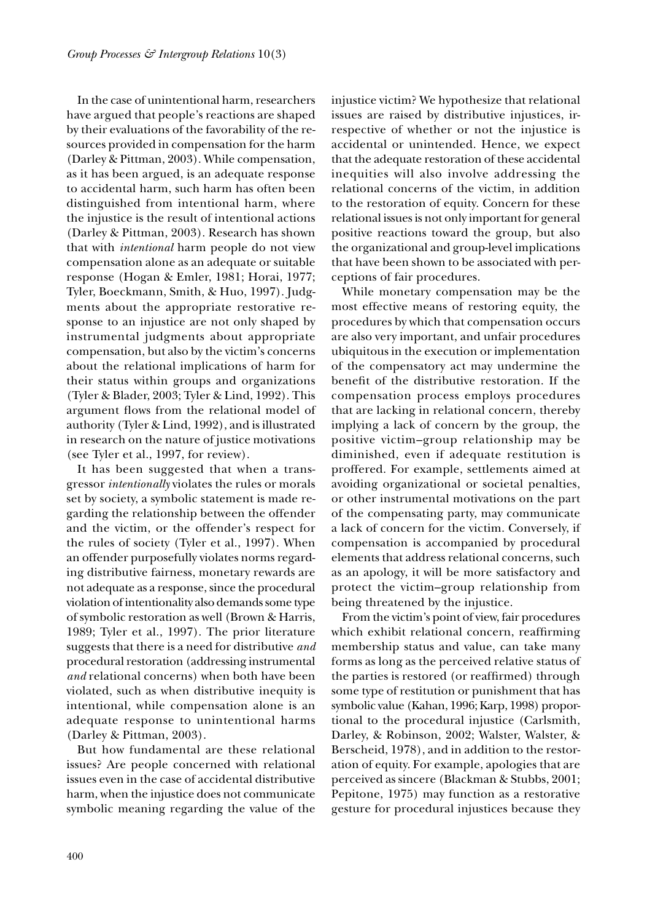In the case of unintentional harm, researchers have argued that people's reactions are shaped by their evaluations of the favorability of the resources provided in compensation for the harm (Darley & Pittman, 2003). While compensation, as it has been argued, is an adequate response to accidental harm, such harm has often been distinguished from intentional harm, where the injustice is the result of intentional actions (Darley & Pittman, 2003). Research has shown that with *intentional* harm people do not view compensation alone as an adequate or suitable response (Hogan & Emler, 1981; Horai, 1977; Tyler, Boeckmann, Smith, & Huo, 1997). Judgments about the appropriate restorative response to an injustice are not only shaped by instrumental judgments about appropriate compensation, but also by the victim's concerns about the relational implications of harm for their status within groups and organizations (Tyler & Blader, 2003; Tyler & Lind, 1992). This argument flows from the relational model of authority (Tyler & Lind, 1992), and is illustrated in research on the nature of justice motivations (see Tyler et al., 1997, for review).

It has been suggested that when a transgressor *intentionally* violates the rules or morals set by society, a symbolic statement is made regarding the relationship between the offender and the victim, or the offender's respect for the rules of society (Tyler et al., 1997). When an offender purposefully violates norms regarding distributive fairness, monetary rewards are not adequate as a response, since the procedural violation of intentionality also demands some type of symbolic restoration as well (Brown & Harris, 1989; Tyler et al., 1997). The prior literature suggests that there is a need for distributive *and* procedural restoration (addressing instrumental *and* relational concerns) when both have been violated, such as when distributive inequity is intentional, while compensation alone is an adequate response to unintentional harms (Darley & Pittman, 2003).

But how fundamental are these relational issues? Are people concerned with relational issues even in the case of accidental distributive harm, when the injustice does not communicate symbolic meaning regarding the value of the injustice victim? We hypothesize that relational issues are raised by distributive injustices, irrespective of whether or not the injustice is accidental or unintended. Hence, we expect that the adequate restoration of these accidental inequities will also involve addressing the relational concerns of the victim, in addition to the restoration of equity. Concern for these relational issues is not only important for general positive reactions toward the group, but also the organizational and group-level implications that have been shown to be associated with perceptions of fair procedures.

While monetary compensation may be the most effective means of restoring equity, the procedures by which that compensation occurs are also very important, and unfair procedures ubiquitous in the execution or implementation of the compensatory act may undermine the benefit of the distributive restoration. If the compensation process employs procedures that are lacking in relational concern, thereby implying a lack of concern by the group, the positive victim–group relationship may be diminished, even if adequate restitution is proffered. For example, settlements aimed at avoiding organizational or societal penalties, or other instrumental motivations on the part of the compensating party, may communicate a lack of concern for the victim. Conversely, if compensation is accompanied by procedural elements that address relational concerns, such as an apology, it will be more satisfactory and protect the victim–group relationship from being threatened by the injustice.

From the victim's point of view, fair procedures which exhibit relational concern, reaffirming membership status and value, can take many forms as long as the perceived relative status of the parties is restored (or reaffirmed) through some type of restitution or punishment that has symbolic value (Kahan, 1996; Karp, 1998) proportional to the procedural injustice (Carlsmith, Darley, & Robinson, 2002; Walster, Walster, & Berscheid, 1978), and in addition to the restoration of equity. For example, apologies that are perceived as sincere (Blackman & Stubbs, 2001; Pepitone, 1975) may function as a restorative gesture for procedural injustices because they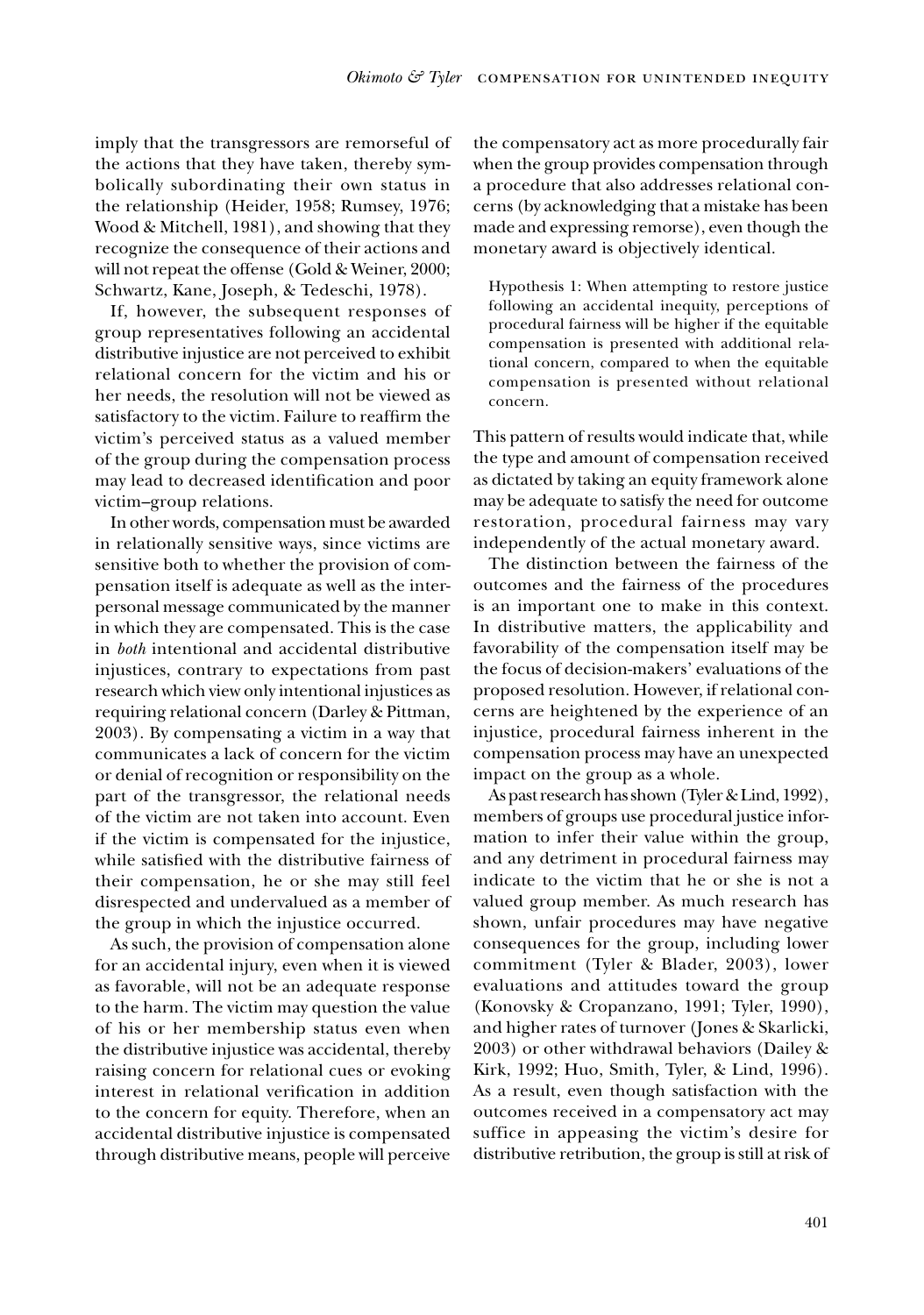imply that the transgressors are remorseful of the actions that they have taken, thereby symbolically subordinating their own status in the relationship (Heider, 1958; Rumsey, 1976; Wood & Mitchell, 1981), and showing that they recognize the consequence of their actions and will not repeat the offense (Gold & Weiner, 2000; Schwartz, Kane, Joseph, & Tedeschi, 1978).

If, however, the subsequent responses of group representatives following an accidental distributive injustice are not perceived to exhibit relational concern for the victim and his or her needs, the resolution will not be viewed as satisfactory to the victim. Failure to reaffirm the victim's perceived status as a valued member of the group during the compensation process may lead to decreased identification and poor victim–group relations.

In other words, compensation must be awarded in relationally sensitive ways, since victims are sensitive both to whether the provision of compensation itself is adequate as well as the interpersonal message communicated by the manner in which they are compensated. This is the case in *both* intentional and accidental distributive injustices, contrary to expectations from past research which view only intentional injustices as requiring relational concern (Darley & Pittman, 2003). By compensating a victim in a way that communicates a lack of concern for the victim or denial of recognition or responsibility on the part of the transgressor, the relational needs of the victim are not taken into account. Even if the victim is compensated for the injustice, while satisfied with the distributive fairness of their compensation, he or she may still feel disrespected and undervalued as a member of the group in which the injustice occurred.

As such, the provision of compensation alone for an accidental injury, even when it is viewed as favorable, will not be an adequate response to the harm. The victim may question the value of his or her membership status even when the distributive injustice was accidental, thereby raising concern for relational cues or evoking interest in relational verification in addition to the concern for equity. Therefore, when an accidental distributive injustice is compensated through distributive means, people will perceive the compensatory act as more procedurally fair when the group provides compensation through a procedure that also addresses relational concerns (by acknowledging that a mistake has been made and expressing remorse), even though the monetary award is objectively identical.

> Hypothesis 1: When attempting to restore justice following an accidental inequity, perceptions of procedural fairness will be higher if the equitable compensation is presented with additional relational concern, compared to when the equitable compensation is presented without relational concern.

This pattern of results would indicate that, while the type and amount of compensation received as dictated by taking an equity framework alone may be adequate to satisfy the need for outcome restoration, procedural fairness may vary independently of the actual monetary award.

The distinction between the fairness of the outcomes and the fairness of the procedures is an important one to make in this context. In distributive matters, the applicability and favorability of the compensation itself may be the focus of decision-makers' evaluations of the proposed resolution. However, if relational concerns are heightened by the experience of an injustice, procedural fairness inherent in the compensation process may have an unexpected impact on the group as a whole.

As past research has shown (Tyler & Lind, 1992), members of groups use procedural justice information to infer their value within the group, and any detriment in procedural fairness may indicate to the victim that he or she is not a valued group member. As much research has shown, unfair procedures may have negative consequences for the group, including lower commitment (Tyler & Blader, 2003), lower evaluations and attitudes toward the group (Konovsky & Cropanzano, 1991; Tyler, 1990), and higher rates of turnover (Jones & Skarlicki, 2003) or other withdrawal behaviors (Dailey & Kirk, 1992; Huo, Smith, Tyler, & Lind, 1996). As a result, even though satisfaction with the outcomes received in a compensatory act may suffice in appeasing the victim's desire for distributive retribution, the group is still at risk of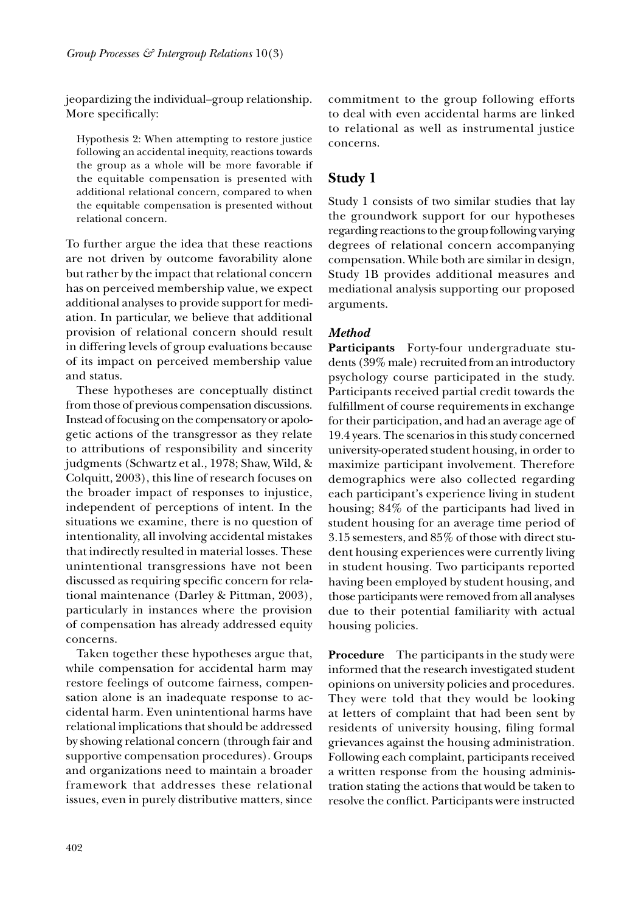jeopardizing the individual–group relationship. More specifically:

> Hypothesis 2: When attempting to restore justice following an accidental inequity, reactions towards the group as a whole will be more favorable if the equitable compensation is presented with additional relational concern, compared to when the equitable compensation is presented without relational concern.

To further argue the idea that these reactions are not driven by outcome favorability alone but rather by the impact that relational concern has on perceived membership value, we expect additional analyses to provide support for mediation. In particular, we believe that additional provision of relational concern should result in differing levels of group evaluations because of its impact on perceived membership value and status.

These hypotheses are conceptually distinct from those of previous compensation discussions. Instead of focusing on the compensatory or apologetic actions of the transgressor as they relate to attributions of responsibility and sincerity judgments (Schwartz et al., 1978; Shaw, Wild, & Colquitt, 2003), this line of research focuses on the broader impact of responses to injustice, independent of perceptions of intent. In the situations we examine, there is no question of intentionality, all involving accidental mistakes that indirectly resulted in material losses. These unintentional transgressions have not been discussed as requiring specific concern for relational maintenance (Darley & Pittman, 2003), particularly in instances where the provision of compensation has already addressed equity concerns.

Taken together these hypotheses argue that, while compensation for accidental harm may restore feelings of outcome fairness, compensation alone is an inadequate response to accidental harm. Even unintentional harms have relational implications that should be addressed by showing relational concern (through fair and supportive compensation procedures). Groups and organizations need to maintain a broader framework that addresses these relational issues, even in purely distributive matters, since commitment to the group following efforts to deal with even accidental harms are linked to relational as well as instrumental justice concerns.

## Study 1

Study 1 consists of two similar studies that lay the groundwork support for our hypotheses regarding reactions to the group following varying degrees of relational concern accompanying compensation. While both are similar in design, Study 1B provides additional measures and mediational analysis supporting our proposed arguments.

### *Method*

**Participants** Forty-four undergraduate students (39% male) recruited from an introductory psychology course participated in the study. Participants received partial credit towards the fulfillment of course requirements in exchange for their participation, and had an average age of 19.4 years. The scenarios in this study concerned university-operated student housing, in order to maximize participant involvement. Therefore demographics were also collected regarding each participant's experience living in student housing; 84% of the participants had lived in student housing for an average time period of 3.15 semesters, and 85% of those with direct student housing experiences were currently living in student housing. Two participants reported having been employed by student housing, and those participants were removed from all analyses due to their potential familiarity with actual housing policies.

**Procedure** The participants in the study were informed that the research investigated student opinions on university policies and procedures. They were told that they would be looking at letters of complaint that had been sent by residents of university housing, filing formal grievances against the housing administration. Following each complaint, participants received a written response from the housing administration stating the actions that would be taken to resolve the conflict. Participants were instructed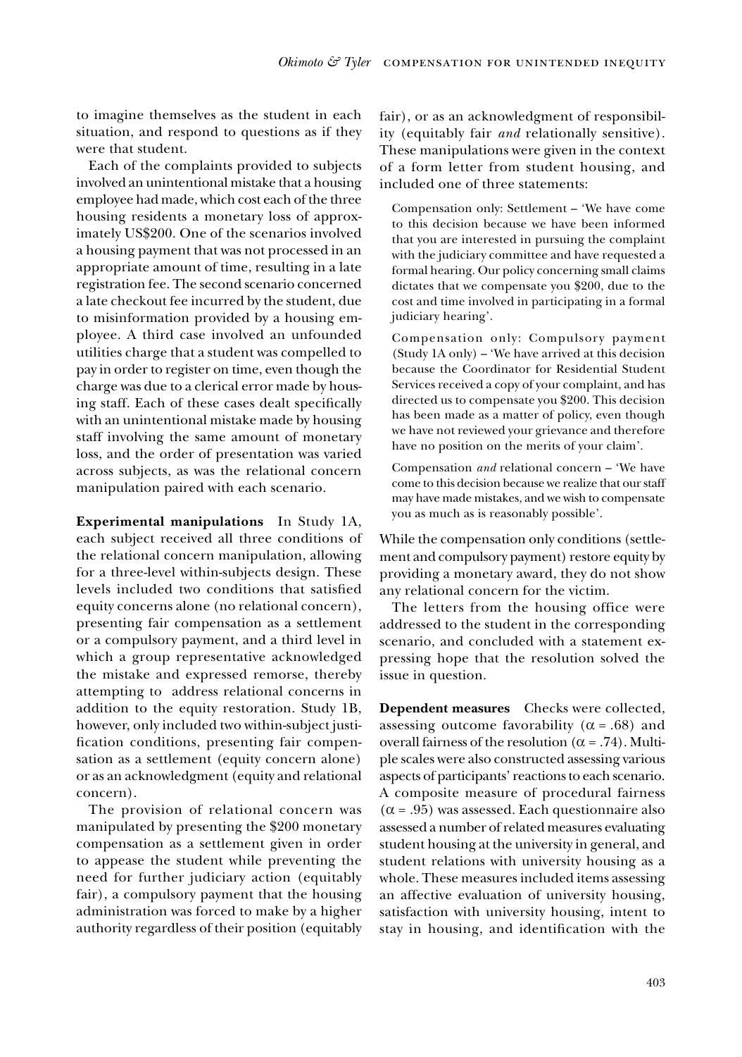to imagine themselves as the student in each situation, and respond to questions as if they were that student.

Each of the complaints provided to subjects involved an unintentional mistake that a housing employee had made, which cost each of the three housing residents a monetary loss of approximately US$200. One of the scenarios involved a housing payment that was not processed in an appropriate amount of time, resulting in a late registration fee. The second scenario concerned a late checkout fee incurred by the student, due to misinformation provided by a housing employee. A third case involved an unfounded utilities charge that a student was compelled to pay in order to register on time, even though the charge was due to a clerical error made by housing staff. Each of these cases dealt specifically with an unintentional mistake made by housing staff involving the same amount of monetary loss, and the order of presentation was varied across subjects, as was the relational concern manipulation paired with each scenario.

**Experimental manipulations** In Study 1A, each subject received all three conditions of the relational concern manipulation, allowing for a three-level within-subjects design. These levels included two conditions that satisfied equity concerns alone (no relational concern), presenting fair compensation as a settlement or a compulsory payment, and a third level in which a group representative acknowledged the mistake and expressed remorse, thereby attempting to address relational concerns in addition to the equity restoration. Study 1B, however, only included two within-subject justification conditions, presenting fair compensation as a settlement (equity concern alone) or as an acknowledgment (equity and relational concern).

The provision of relational concern was manipulated by presenting the $200 monetary compensation as a settlement given in order to appease the student while preventing the need for further judiciary action (equitably fair), a compulsory payment that the housing administration was forced to make by a higher authority regardless of their position (equitably fair), or as an acknowledgment of responsibility (equitably fair *and* relationally sensitive). These manipulations were given in the context of a form letter from student housing, and included one of three statements:

> Compensation only: Settlement – 'We have come to this decision because we have been informed that you are interested in pursuing the complaint with the judiciary committee and have requested a formal hearing. Our policy concerning small claims dictates that we compensate you $200, due to the cost and time involved in participating in a formal judiciary hearing'.

> Compensation only: Compulsory payment (Study 1A only) – 'We have arrived at this decision because the Coordinator for Residential Student Services received a copy of your complaint, and has directed us to compensate you $200. This decision has been made as a matter of policy, even though we have not reviewed your grievance and therefore have no position on the merits of your claim'.

> Compensation *and* relational concern – 'We have come to this decision because we realize that our staff may have made mistakes, and we wish to compensate you as much as is reasonably possible'.

While the compensation only conditions (settlement and compulsory payment) restore equity by providing a monetary award, they do not show any relational concern for the victim.

The letters from the housing office were addressed to the student in the corresponding scenario, and concluded with a statement expressing hope that the resolution solved the issue in question.

**Dependent measures** Checks were collected, assessing outcome favorability ($\alpha = .68$) and overall fairness of the resolution ($\alpha = .74$). Multiple scales were also constructed assessing various aspects of participants' reactions to each scenario. A composite measure of procedural fairness ($\alpha = .95$) was assessed. Each questionnaire also assessed a number of related measures evaluating student housing at the university in general, and student relations with university housing as a whole. These measures included items assessing an affective evaluation of university housing, satisfaction with university housing, intent to stay in housing, and identification with the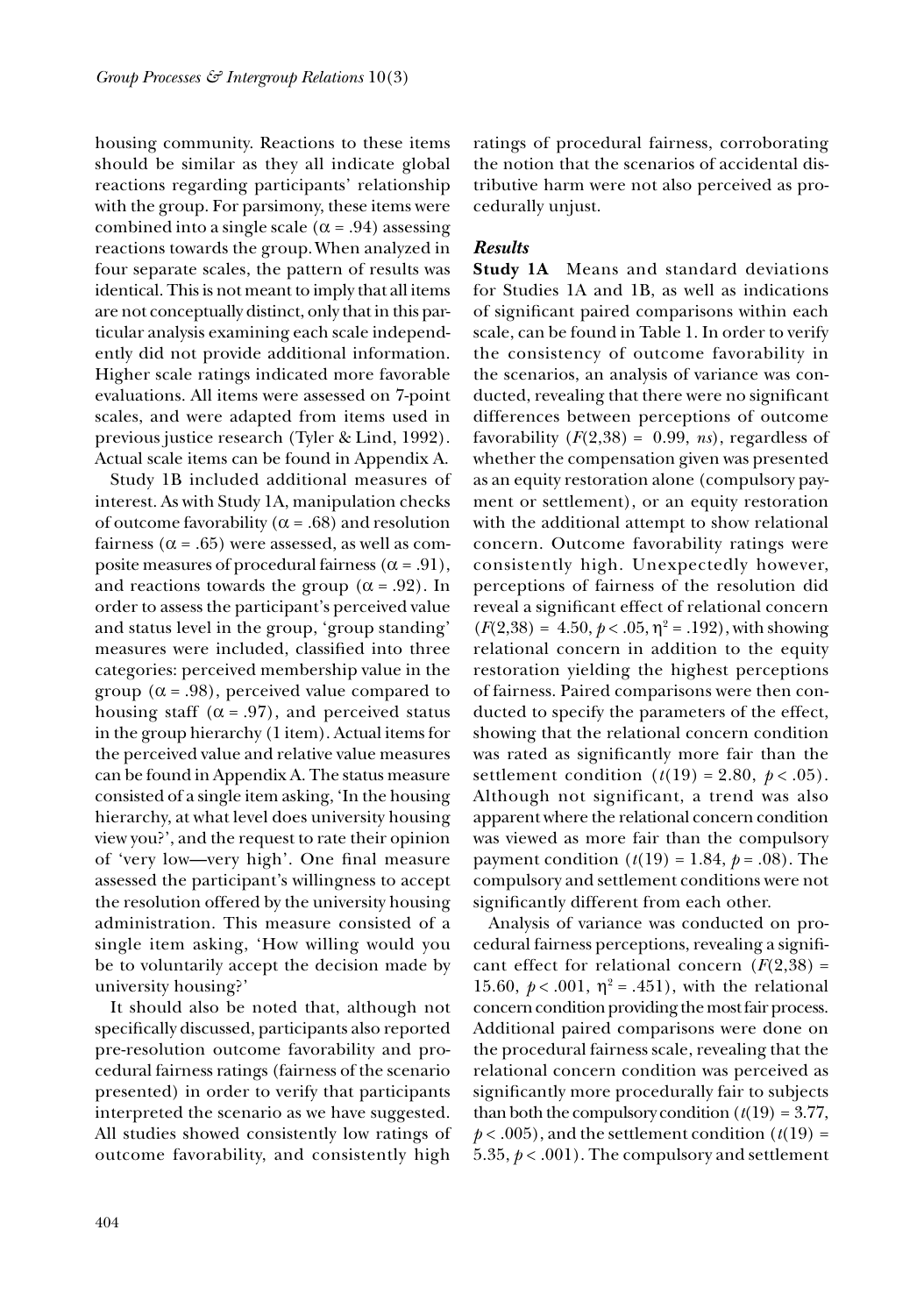housing community. Reactions to these items should be similar as they all indicate global reactions regarding participants' relationship with the group. For parsimony, these items were combined into a single scale ($\alpha = .94$) assessing reactions towards the group. When analyzed in four separate scales, the pattern of results was identical. This is not meant to imply that all items are not conceptually distinct, only that in this particular analysis examining each scale independently did not provide additional information. Higher scale ratings indicated more favorable evaluations. All items were assessed on 7-point scales, and were adapted from items used in previous justice research (Tyler & Lind, 1992). Actual scale items can be found in Appendix A.

Study 1B included additional measures of interest. As with Study 1A, manipulation checks of outcome favorability ($\alpha = .68$) and resolution fairness ($\alpha = .65$) were assessed, as well as composite measures of procedural fairness ($\alpha = .91$), and reactions towards the group ($\alpha = .92$). In order to assess the participant's perceived value and status level in the group, 'group standing' measures were included, classified into three categories: perceived membership value in the group ($\alpha = .98$), perceived value compared to housing staff ($\alpha = .97$), and perceived status in the group hierarchy (1 item). Actual items for the perceived value and relative value measures can be found in Appendix A. The status measure consisted of a single item asking, 'In the housing hierarchy, at what level does university housing view you?', and the request to rate their opinion of 'very low—very high'. One final measure assessed the participant's willingness to accept the resolution offered by the university housing administration. This measure consisted of a single item asking, 'How willing would you be to voluntarily accept the decision made by university housing?'

It should also be noted that, although not specifically discussed, participants also reported pre-resolution outcome favorability and procedural fairness ratings (fairness of the scenario presented) in order to verify that participants interpreted the scenario as we have suggested. All studies showed consistently low ratings of outcome favorability, and consistently high ratings of procedural fairness, corroborating the notion that the scenarios of accidental distributive harm were not also perceived as procedurally unjust.

### *Results*

**Study 1A** Means and standard deviations for Studies 1A and 1B, as well as indications of significant paired comparisons within each scale, can be found in Table 1. In order to verify the consistency of outcome favorability in the scenarios, an analysis of variance was conducted, revealing that there were no significant differences between perceptions of outcome favorability ($F(2,38) = 0.99$, *ns*), regardless of whether the compensation given was presented as an equity restoration alone (compulsory payment or settlement), or an equity restoration with the additional attempt to show relational concern. Outcome favorability ratings were consistently high. Unexpectedly however, perceptions of fairness of the resolution did reveal a significant effect of relational concern ($F(2,38) = 4.50$, $p < .05$, $\eta^2 = .192$), with showing relational concern in addition to the equity restoration yielding the highest perceptions of fairness. Paired comparisons were then conducted to specify the parameters of the effect, showing that the relational concern condition was rated as significantly more fair than the settlement condition ($t(19) = 2.80$, $p < .05$). Although not significant, a trend was also apparent where the relational concern condition was viewed as more fair than the compulsory payment condition ($t(19) = 1.84$, $p = .08$). The compulsory and settlement conditions were not significantly different from each other.

Analysis of variance was conducted on procedural fairness perceptions, revealing a significant effect for relational concern ($F(2,38) = 15.60$, $p < .001$, $\eta^2 = .451$), with the relational concern condition providing the most fair process. Additional paired comparisons were done on the procedural fairness scale, revealing that the relational concern condition was perceived as significantly more procedurally fair to subjects than both the compulsory condition ($t(19) = 3.77$, $p < .005$), and the settlement condition ($t(19) = 5.35$, $p < .001$). The compulsory and settlement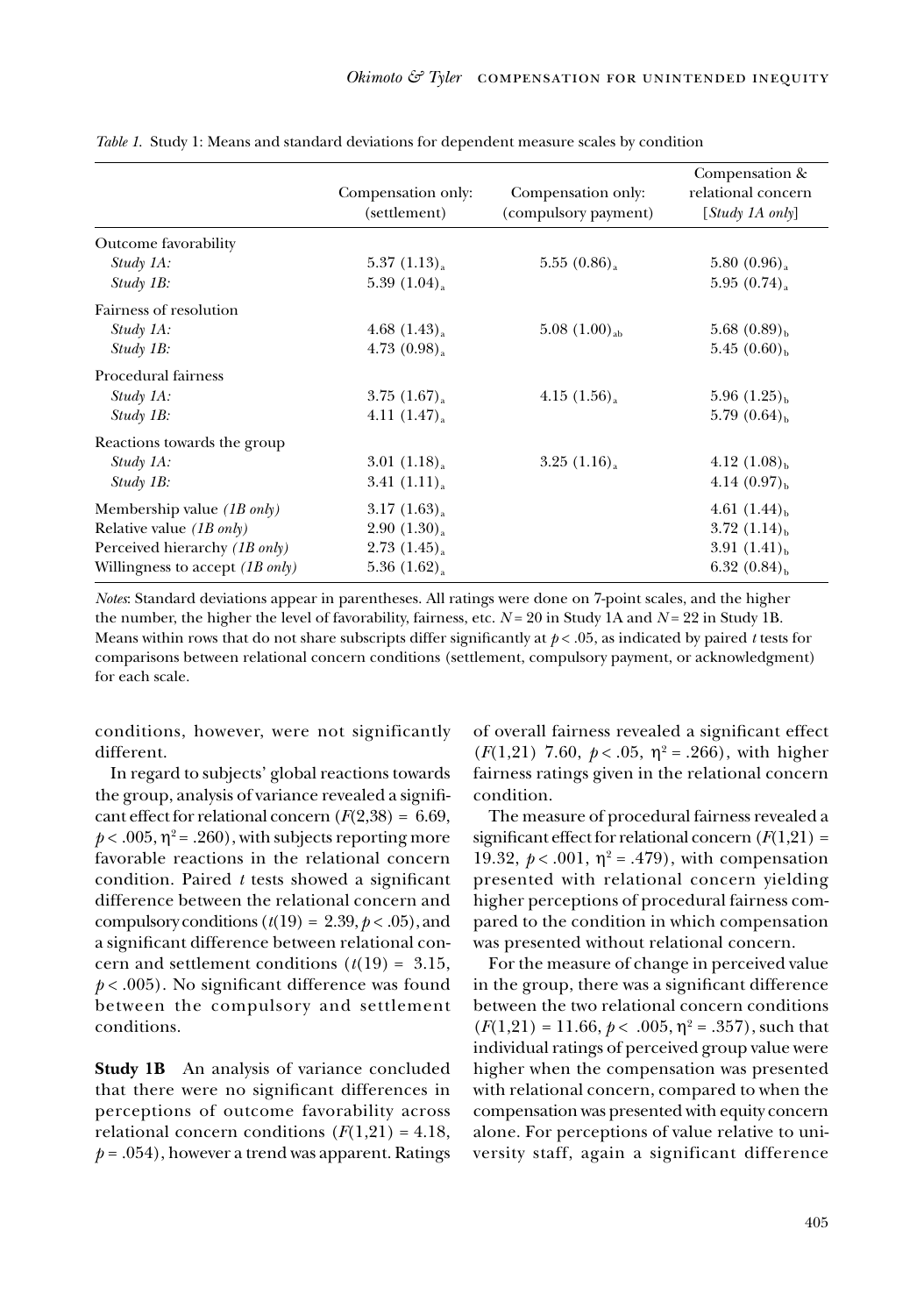*Table 1.* Study 1: Means and standard deviations for dependent measure scales by condition

| | Compensation only: (settlement) | Compensation only: (compulsory payment) | Compensation & relational concern [*Study 1A only*] |
|---|---|---|---|
| Outcome favorability | | | |
| *Study 1A:* | $5.37\ (1.13)_a$ | $5.55\ (0.86)_a$ | $5.80\ (0.96)_a$ |
| *Study 1B:* | $5.39\ (1.04)_a$ | | $5.95\ (0.74)_a$ |
| Fairness of resolution | | | |
| *Study 1A:* | $4.68\ (1.43)_a$ | $5.08\ (1.00)_{ab}$ | $5.68\ (0.89)_b$ |
| *Study 1B:* | $4.73\ (0.98)_a$ | | $5.45\ (0.60)_b$ |
| Procedural fairness | | | |
| *Study 1A:* | $3.75\ (1.67)_a$ | $4.15\ (1.56)_a$ | $5.96\ (1.25)_b$ |
| *Study 1B:* | $4.11\ (1.47)_a$ | | $5.79\ (0.64)_b$ |
| Reactions towards the group | | | |
| *Study 1A:* | $3.01\ (1.18)_a$ | $3.25\ (1.16)_a$ | $4.12\ (1.08)_b$ |
| *Study 1B:* | $3.41\ (1.11)_a$ | | $4.14\ (0.97)_b$ |
| Membership value *(1B only)* | $3.17\ (1.63)_a$ | | $4.61\ (1.44)_b$ |
| Relative value *(1B only)* | $2.90\ (1.30)_a$ | | $3.72\ (1.14)_b$ |
| Perceived hierarchy *(1B only)* | $2.73\ (1.45)_a$ | | $3.91\ (1.41)_b$ |
| Willingness to accept *(1B only)* | $5.36\ (1.62)_a$ | | $6.32\ (0.84)_b$ |

*Notes*: Standard deviations appear in parentheses. All ratings were done on 7-point scales, and the higher the number, the higher the level of favorability, fairness, etc. $N = 20$ in Study 1A and $N = 22$ in Study 1B. Means within rows that do not share subscripts differ significantly at $p < .05$, as indicated by paired $t$ tests for comparisons between relational concern conditions (settlement, compulsory payment, or acknowledgment) for each scale.

conditions, however, were not significantly different.

In regard to subjects' global reactions towards the group, analysis of variance revealed a significant effect for relational concern ($F(2,38) = 6.69$, $p < .005$, $\eta^2 = .260$), with subjects reporting more favorable reactions in the relational concern condition. Paired $t$ tests showed a significant difference between the relational concern and compulsory conditions ($t(19) = 2.39$, $p < .05$), and a significant difference between relational concern and settlement conditions ($t(19) = 3.15$, $p < .005$). No significant difference was found between the compulsory and settlement conditions.

**Study 1B** An analysis of variance concluded that there were no significant differences in perceptions of outcome favorability across relational concern conditions ($F(1,21) = 4.18$, $p = .054$), however a trend was apparent. Ratings of overall fairness revealed a significant effect ($F(1,21)$ 7.60, $p < .05$, $\eta^2 = .266$), with higher fairness ratings given in the relational concern condition.

The measure of procedural fairness revealed a significant effect for relational concern ($F(1,21) = 19.32$, $p < .001$, $\eta^2 = .479$), with compensation presented with relational concern yielding higher perceptions of procedural fairness compared to the condition in which compensation was presented without relational concern.

For the measure of change in perceived value in the group, there was a significant difference between the two relational concern conditions ($F(1,21) = 11.66$, $p < .005$, $\eta^2 = .357$), such that individual ratings of perceived group value were higher when the compensation was presented with relational concern, compared to when the compensation was presented with equity concern alone. For perceptions of value relative to university staff, again a significant difference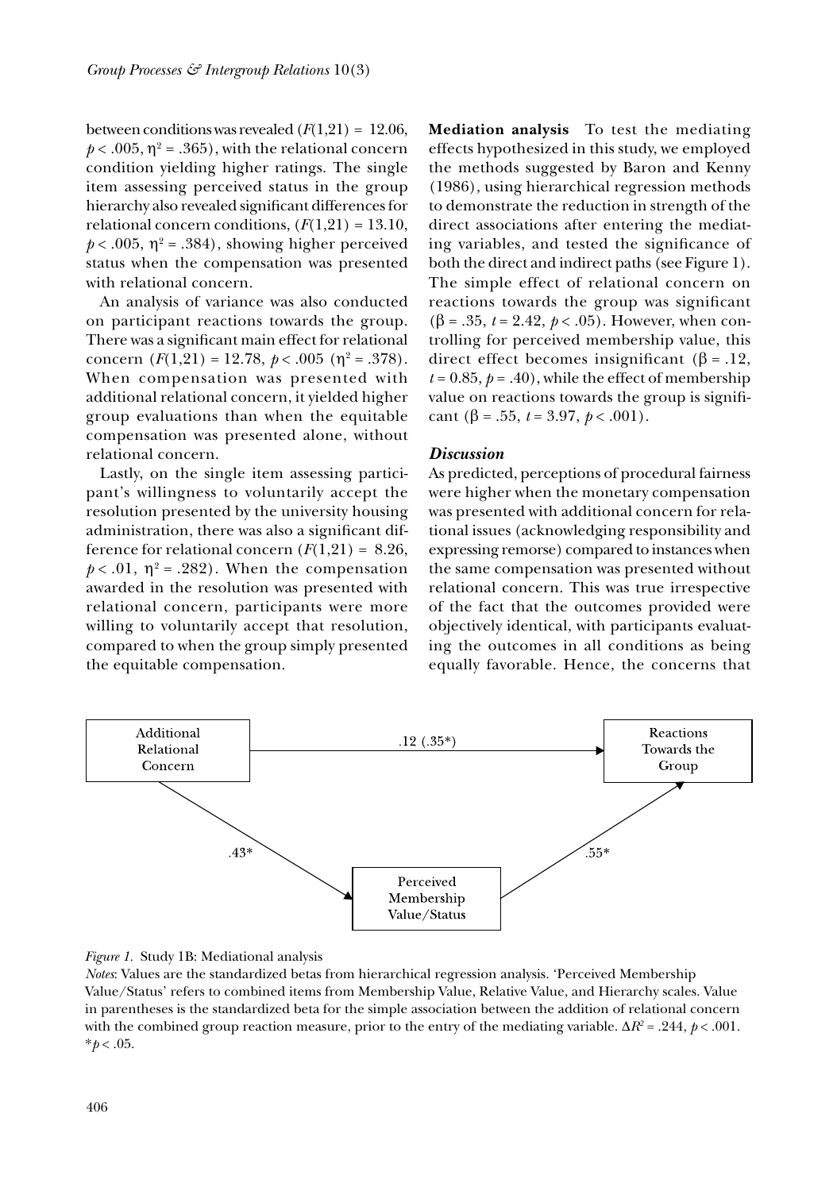between conditions was revealed ($F(1,21) = 12.06$, $p < .005$, $\eta^2 = .365$), with the relational concern condition yielding higher ratings. The single item assessing perceived status in the group hierarchy also revealed significant differences for relational concern conditions, ($F(1,21) = 13.10$, $p < .005$, $\eta^2 = .384$), showing higher perceived status when the compensation was presented with relational concern.

An analysis of variance was also conducted on participant reactions towards the group. There was a significant main effect for relational concern ($F(1,21) = 12.78$, $p < .005$ ($\eta^2 = .378$). When compensation was presented with additional relational concern, it yielded higher group evaluations than when the equitable compensation was presented alone, without relational concern.

Lastly, on the single item assessing participant's willingness to voluntarily accept the resolution presented by the university housing administration, there was also a significant difference for relational concern ($F(1,21) = 8.26$, $p < .01$, $\eta^2 = .282$). When the compensation awarded in the resolution was presented with relational concern, participants were more willing to voluntarily accept that resolution, compared to when the group simply presented the equitable compensation.

**Mediation analysis** To test the mediating effects hypothesized in this study, we employed the methods suggested by Baron and Kenny (1986), using hierarchical regression methods to demonstrate the reduction in strength of the direct associations after entering the mediating variables, and tested the significance of both the direct and indirect paths (see Figure 1). The simple effect of relational concern on reactions towards the group was significant ($\beta = .35$, $t = 2.42$, $p < .05$). However, when controlling for perceived membership value, this direct effect becomes insignificant ($\beta = .12$, $t = 0.85$, $p = .40$), while the effect of membership value on reactions towards the group is significant ($\beta = .55$, $t = 3.97$, $p < .001$).

### *Discussion*

As predicted, perceptions of procedural fairness were higher when the monetary compensation was presented with additional concern for relational issues (acknowledging responsibility and expressing remorse) compared to instances when the same compensation was presented without relational concern. This was true irrespective of the fact that the outcomes provided were objectively identical, with participants evaluating the outcomes in all conditions as being equally favorable. Hence, the concerns that

Additional Relational Concern → Reactions Towards the Group: .12 (.35*)

Additional Relational Concern → Perceived Membership Value/Status: .43*

Perceived Membership Value/Status → Reactions Towards the Group: .55*

*Figure 1.* Study 1B: Mediational analysis

*Notes*: Values are the standardized betas from hierarchical regression analysis. 'Perceived Membership Value/Status' refers to combined items from Membership Value, Relative Value, and Hierarchy scales. Value in parentheses is the standardized beta for the simple association between the addition of relational concern with the combined group reaction measure, prior to the entry of the mediating variable. $\Delta R^2 = .244$, $p < .001$.
*$p < .05$.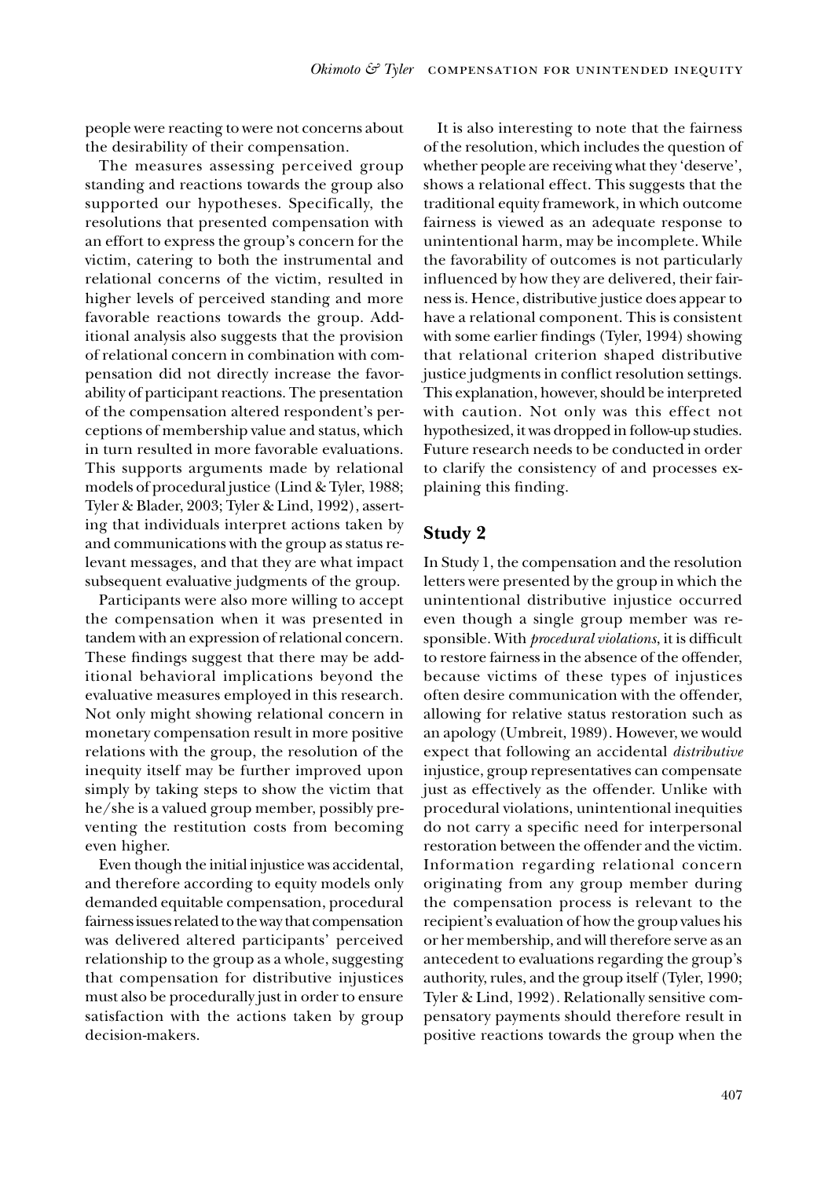people were reacting to were not concerns about the desirability of their compensation.

The measures assessing perceived group standing and reactions towards the group also supported our hypotheses. Specifically, the resolutions that presented compensation with an effort to express the group's concern for the victim, catering to both the instrumental and relational concerns of the victim, resulted in higher levels of perceived standing and more favorable reactions towards the group. Additional analysis also suggests that the provision of relational concern in combination with compensation did not directly increase the favorability of participant reactions. The presentation of the compensation altered respondent's perceptions of membership value and status, which in turn resulted in more favorable evaluations. This supports arguments made by relational models of procedural justice (Lind & Tyler, 1988; Tyler & Blader, 2003; Tyler & Lind, 1992), asserting that individuals interpret actions taken by and communications with the group as status relevant messages, and that they are what impact subsequent evaluative judgments of the group.

Participants were also more willing to accept the compensation when it was presented in tandem with an expression of relational concern. These findings suggest that there may be additional behavioral implications beyond the evaluative measures employed in this research. Not only might showing relational concern in monetary compensation result in more positive relations with the group, the resolution of the inequity itself may be further improved upon simply by taking steps to show the victim that he/she is a valued group member, possibly preventing the restitution costs from becoming even higher.

Even though the initial injustice was accidental, and therefore according to equity models only demanded equitable compensation, procedural fairness issues related to the way that compensation was delivered altered participants' perceived relationship to the group as a whole, suggesting that compensation for distributive injustices must also be procedurally just in order to ensure satisfaction with the actions taken by group decision-makers.

It is also interesting to note that the fairness of the resolution, which includes the question of whether people are receiving what they 'deserve', shows a relational effect. This suggests that the traditional equity framework, in which outcome fairness is viewed as an adequate response to unintentional harm, may be incomplete. While the favorability of outcomes is not particularly influenced by how they are delivered, their fairness is. Hence, distributive justice does appear to have a relational component. This is consistent with some earlier findings (Tyler, 1994) showing that relational criterion shaped distributive justice judgments in conflict resolution settings. This explanation, however, should be interpreted with caution. Not only was this effect not hypothesized, it was dropped in follow-up studies. Future research needs to be conducted in order to clarify the consistency of and processes explaining this finding.

## Study 2

In Study 1, the compensation and the resolution letters were presented by the group in which the unintentional distributive injustice occurred even though a single group member was responsible. With *procedural violations*, it is difficult to restore fairness in the absence of the offender, because victims of these types of injustices often desire communication with the offender, allowing for relative status restoration such as an apology (Umbreit, 1989). However, we would expect that following an accidental *distributive* injustice, group representatives can compensate just as effectively as the offender. Unlike with procedural violations, unintentional inequities do not carry a specific need for interpersonal restoration between the offender and the victim. Information regarding relational concern originating from any group member during the compensation process is relevant to the recipient's evaluation of how the group values his or her membership, and will therefore serve as an antecedent to evaluations regarding the group's authority, rules, and the group itself (Tyler, 1990; Tyler & Lind, 1992). Relationally sensitive compensatory payments should therefore result in positive reactions towards the group when the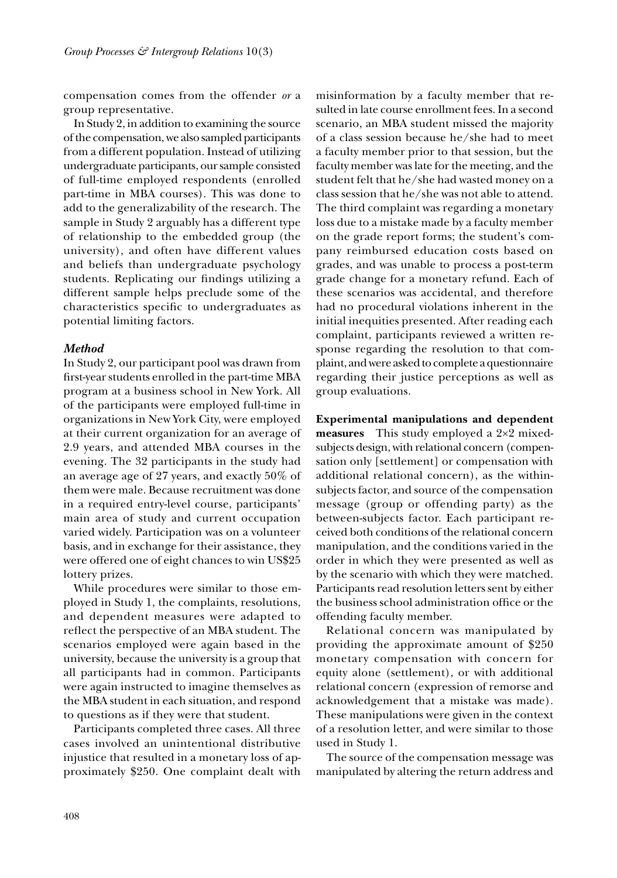compensation comes from the offender *or* a group representative.

In Study 2, in addition to examining the source of the compensation, we also sampled participants from a different population. Instead of utilizing undergraduate participants, our sample consisted of full-time employed respondents (enrolled part-time in MBA courses). This was done to add to the generalizability of the research. The sample in Study 2 arguably has a different type of relationship to the embedded group (the university), and often have different values and beliefs than undergraduate psychology students. Replicating our findings utilizing a different sample helps preclude some of the characteristics specific to undergraduates as potential limiting factors.

### *Method*

In Study 2, our participant pool was drawn from first-year students enrolled in the part-time MBA program at a business school in New York. All of the participants were employed full-time in organizations in New York City, were employed at their current organization for an average of 2.9 years, and attended MBA courses in the evening. The 32 participants in the study had an average age of 27 years, and exactly 50% of them were male. Because recruitment was done in a required entry-level course, participants' main area of study and current occupation varied widely. Participation was on a volunteer basis, and in exchange for their assistance, they were offered one of eight chances to win US$25 lottery prizes.

While procedures were similar to those employed in Study 1, the complaints, resolutions, and dependent measures were adapted to reflect the perspective of an MBA student. The scenarios employed were again based in the university, because the university is a group that all participants had in common. Participants were again instructed to imagine themselves as the MBA student in each situation, and respond to questions as if they were that student.

Participants completed three cases. All three cases involved an unintentional distributive injustice that resulted in a monetary loss of approximately $250. One complaint dealt with misinformation by a faculty member that resulted in late course enrollment fees. In a second scenario, an MBA student missed the majority of a class session because he/she had to meet a faculty member prior to that session, but the faculty member was late for the meeting, and the student felt that he/she had wasted money on a class session that he/she was not able to attend. The third complaint was regarding a monetary loss due to a mistake made by a faculty member on the grade report forms; the student's company reimbursed education costs based on grades, and was unable to process a post-term grade change for a monetary refund. Each of these scenarios was accidental, and therefore had no procedural violations inherent in the initial inequities presented. After reading each complaint, participants reviewed a written response regarding the resolution to that complaint, and were asked to complete a questionnaire regarding their justice perceptions as well as group evaluations.

**Experimental manipulations and dependent measures** This study employed a 2×2 mixed-subjects design, with relational concern (compensation only [settlement] or compensation with additional relational concern), as the within-subjects factor, and source of the compensation message (group or offending party) as the between-subjects factor. Each participant received both conditions of the relational concern manipulation, and the conditions varied in the order in which they were presented as well as by the scenario with which they were matched. Participants read resolution letters sent by either the business school administration office or the offending faculty member.

Relational concern was manipulated by providing the approximate amount of $250 monetary compensation with concern for equity alone (settlement), or with additional relational concern (expression of remorse and acknowledgement that a mistake was made). These manipulations were given in the context of a resolution letter, and were similar to those used in Study 1.

The source of the compensation message was manipulated by altering the return address and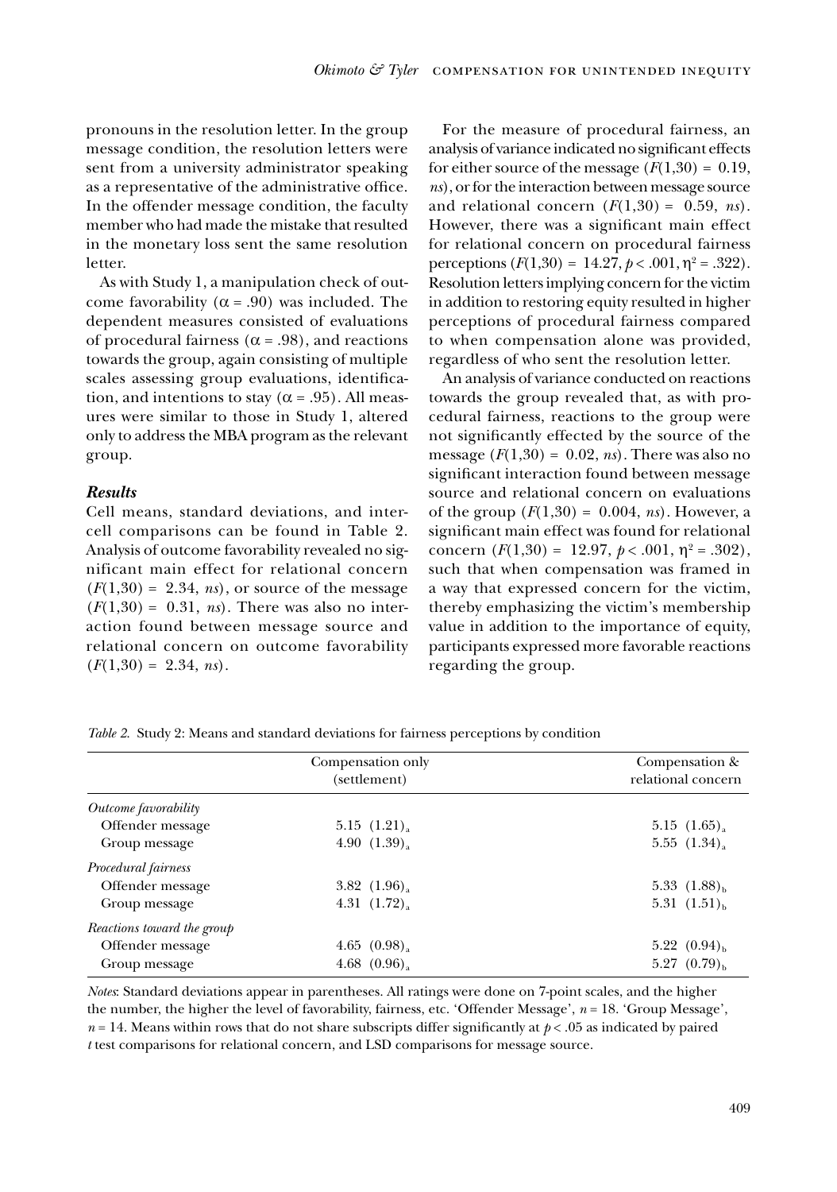pronouns in the resolution letter. In the group message condition, the resolution letters were sent from a university administrator speaking as a representative of the administrative office. In the offender message condition, the faculty member who had made the mistake that resulted in the monetary loss sent the same resolution letter.

As with Study 1, a manipulation check of outcome favorability ($\alpha = .90$) was included. The dependent measures consisted of evaluations of procedural fairness ($\alpha = .98$), and reactions towards the group, again consisting of multiple scales assessing group evaluations, identification, and intentions to stay ($\alpha = .95$). All measures were similar to those in Study 1, altered only to address the MBA program as the relevant group.

### *Results*

Cell means, standard deviations, and intercell comparisons can be found in Table 2. Analysis of outcome favorability revealed no significant main effect for relational concern ($F(1,30) = 2.34$, *ns*), or source of the message ($F(1,30) = 0.31$, *ns*). There was also no interaction found between message source and relational concern on outcome favorability ($F(1,30) = 2.34$, *ns*).

For the measure of procedural fairness, an analysis of variance indicated no significant effects for either source of the message ($F(1,30) = 0.19$, *ns*), or for the interaction between message source and relational concern ($F(1,30) = 0.59$, *ns*). However, there was a significant main effect for relational concern on procedural fairness perceptions ($F(1,30) = 14.27$, $p < .001$, $\eta^2 = .322$). Resolution letters implying concern for the victim in addition to restoring equity resulted in higher perceptions of procedural fairness compared to when compensation alone was provided, regardless of who sent the resolution letter.

An analysis of variance conducted on reactions towards the group revealed that, as with procedural fairness, reactions to the group were not significantly effected by the source of the message ($F(1,30) = 0.02$, *ns*). There was also no significant interaction found between message source and relational concern on evaluations of the group ($F(1,30) = 0.004$, *ns*). However, a significant main effect was found for relational concern ($F(1,30) = 12.97$, $p < .001$, $\eta^2 = .302$), such that when compensation was framed in a way that expressed concern for the victim, thereby emphasizing the victim's membership value in addition to the importance of equity, participants expressed more favorable reactions regarding the group.

*Table 2.* Study 2: Means and standard deviations for fairness perceptions by condition

| | Compensation only (settlement) | Compensation & relational concern |
|---|---|---|
| *Outcome favorability* | | |
| Offender message | $5.15\ (1.21)_a$ | $5.15\ (1.65)_a$ |
| Group message | $4.90\ (1.39)_a$ | $5.55\ (1.34)_a$ |
| *Procedural fairness* | | |
| Offender message | $3.82\ (1.96)_a$ | $5.33\ (1.88)_b$ |
| Group message | $4.31\ (1.72)_a$ | $5.31\ (1.51)_b$ |
| *Reactions toward the group* | | |
| Offender message | $4.65\ (0.98)_a$ | $5.22\ (0.94)_b$ |
| Group message | $4.68\ (0.96)_a$ | $5.27\ (0.79)_b$ |

*Notes*: Standard deviations appear in parentheses. All ratings were done on 7-point scales, and the higher the number, the higher the level of favorability, fairness, etc. 'Offender Message', $n = 18$. 'Group Message', $n = 14$. Means within rows that do not share subscripts differ significantly at $p < .05$ as indicated by paired $t$ test comparisons for relational concern, and LSD comparisons for message source.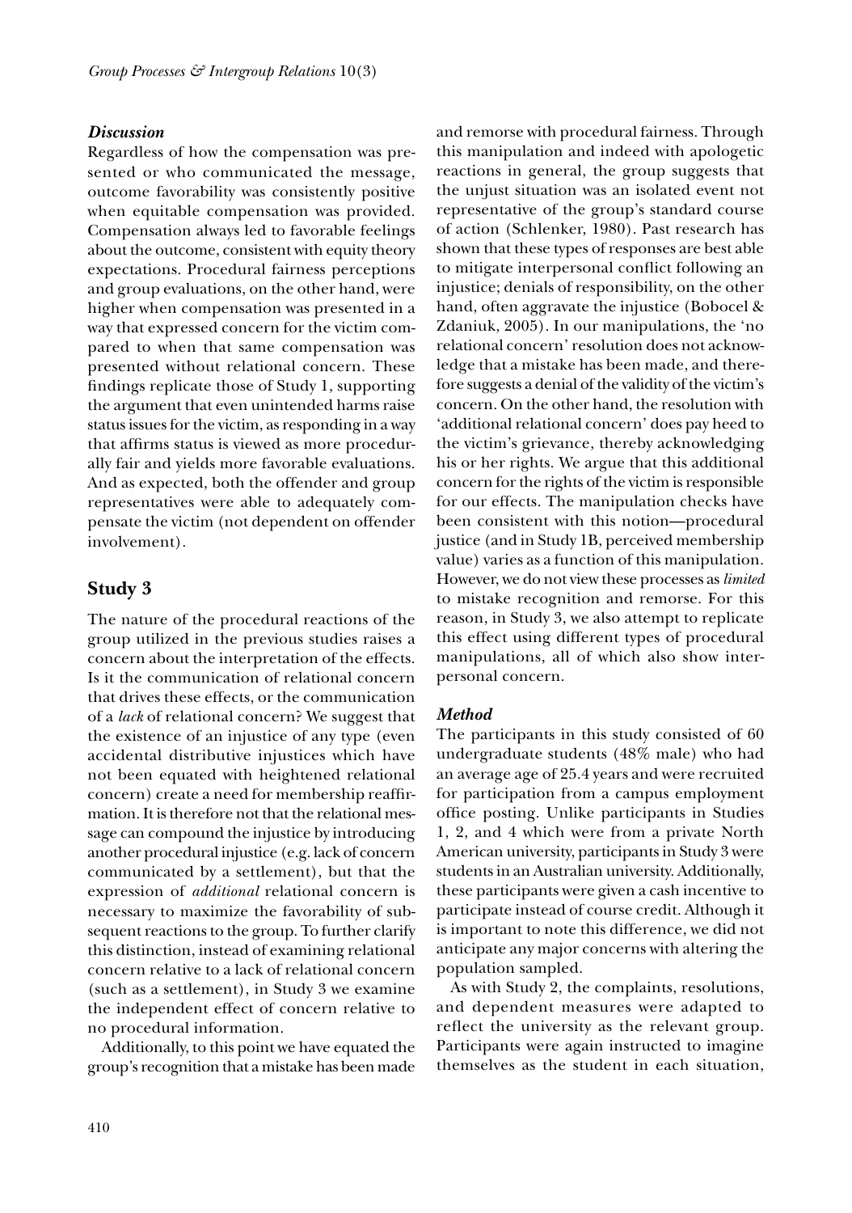### *Discussion*

Regardless of how the compensation was presented or who communicated the message, outcome favorability was consistently positive when equitable compensation was provided. Compensation always led to favorable feelings about the outcome, consistent with equity theory expectations. Procedural fairness perceptions and group evaluations, on the other hand, were higher when compensation was presented in a way that expressed concern for the victim compared to when that same compensation was presented without relational concern. These findings replicate those of Study 1, supporting the argument that even unintended harms raise status issues for the victim, as responding in a way that affirms status is viewed as more procedurally fair and yields more favorable evaluations. And as expected, both the offender and group representatives were able to adequately compensate the victim (not dependent on offender involvement).

## Study 3

The nature of the procedural reactions of the group utilized in the previous studies raises a concern about the interpretation of the effects. Is it the communication of relational concern that drives these effects, or the communication of a *lack* of relational concern? We suggest that the existence of an injustice of any type (even accidental distributive injustices which have not been equated with heightened relational concern) create a need for membership reaffirmation. It is therefore not that the relational message can compound the injustice by introducing another procedural injustice (e.g. lack of concern communicated by a settlement), but that the expression of *additional* relational concern is necessary to maximize the favorability of subsequent reactions to the group. To further clarify this distinction, instead of examining relational concern relative to a lack of relational concern (such as a settlement), in Study 3 we examine the independent effect of concern relative to no procedural information.

Additionally, to this point we have equated the group's recognition that a mistake has been made and remorse with procedural fairness. Through this manipulation and indeed with apologetic reactions in general, the group suggests that the unjust situation was an isolated event not representative of the group's standard course of action (Schlenker, 1980). Past research has shown that these types of responses are best able to mitigate interpersonal conflict following an injustice; denials of responsibility, on the other hand, often aggravate the injustice (Bobocel & Zdaniuk, 2005). In our manipulations, the 'no relational concern' resolution does not acknowledge that a mistake has been made, and therefore suggests a denial of the validity of the victim's concern. On the other hand, the resolution with 'additional relational concern' does pay heed to the victim's grievance, thereby acknowledging his or her rights. We argue that this additional concern for the rights of the victim is responsible for our effects. The manipulation checks have been consistent with this notion—procedural justice (and in Study 1B, perceived membership value) varies as a function of this manipulation. However, we do not view these processes as *limited* to mistake recognition and remorse. For this reason, in Study 3, we also attempt to replicate this effect using different types of procedural manipulations, all of which also show interpersonal concern.

### *Method*

The participants in this study consisted of 60 undergraduate students (48% male) who had an average age of 25.4 years and were recruited for participation from a campus employment office posting. Unlike participants in Studies 1, 2, and 4 which were from a private North American university, participants in Study 3 were students in an Australian university. Additionally, these participants were given a cash incentive to participate instead of course credit. Although it is important to note this difference, we did not anticipate any major concerns with altering the population sampled.

As with Study 2, the complaints, resolutions, and dependent measures were adapted to reflect the university as the relevant group. Participants were again instructed to imagine themselves as the student in each situation,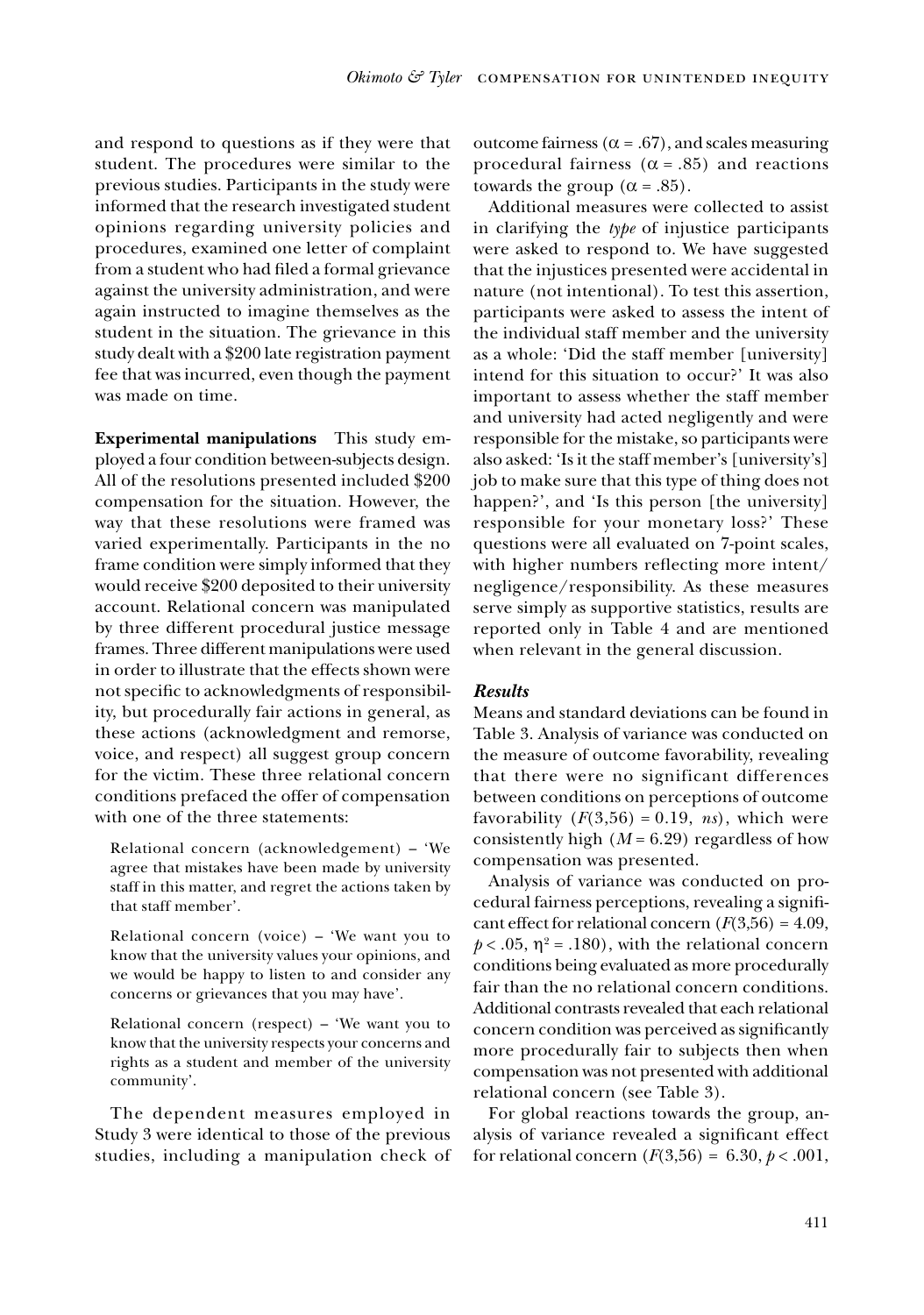and respond to questions as if they were that student. The procedures were similar to the previous studies. Participants in the study were informed that the research investigated student opinions regarding university policies and procedures, examined one letter of complaint from a student who had filed a formal grievance against the university administration, and were again instructed to imagine themselves as the student in the situation. The grievance in this study dealt with a $200 late registration payment fee that was incurred, even though the payment was made on time.

**Experimental manipulations** This study employed a four condition between-subjects design. All of the resolutions presented included $200 compensation for the situation. However, the way that these resolutions were framed was varied experimentally. Participants in the no frame condition were simply informed that they would receive $200 deposited to their university account. Relational concern was manipulated by three different procedural justice message frames. Three different manipulations were used in order to illustrate that the effects shown were not specific to acknowledgments of responsibility, but procedurally fair actions in general, as these actions (acknowledgment and remorse, voice, and respect) all suggest group concern for the victim. These three relational concern conditions prefaced the offer of compensation with one of the three statements:

> Relational concern (acknowledgement) – 'We agree that mistakes have been made by university staff in this matter, and regret the actions taken by that staff member'.
>
> Relational concern (voice) – 'We want you to know that the university values your opinions, and we would be happy to listen to and consider any concerns or grievances that you may have'.
>
> Relational concern (respect) – 'We want you to know that the university respects your concerns and rights as a student and member of the university community'.

The dependent measures employed in Study 3 were identical to those of the previous studies, including a manipulation check of outcome fairness ($\alpha$ = .67), and scales measuring procedural fairness ($\alpha$ = .85) and reactions towards the group ($\alpha$ = .85).

Additional measures were collected to assist in clarifying the *type* of injustice participants were asked to respond to. We have suggested that the injustices presented were accidental in nature (not intentional). To test this assertion, participants were asked to assess the intent of the individual staff member and the university as a whole: 'Did the staff member [university] intend for this situation to occur?' It was also important to assess whether the staff member and university had acted negligently and were responsible for the mistake, so participants were also asked: 'Is it the staff member's [university's] job to make sure that this type of thing does not happen?', and 'Is this person [the university] responsible for your monetary loss?' These questions were all evaluated on 7-point scales, with higher numbers reflecting more intent/negligence/responsibility. As these measures serve simply as supportive statistics, results are reported only in Table 4 and are mentioned when relevant in the general discussion.

### *Results*

Means and standard deviations can be found in Table 3. Analysis of variance was conducted on the measure of outcome favorability, revealing that there were no significant differences between conditions on perceptions of outcome favorability ($F(3,56) = 0.19$, *ns*), which were consistently high ($M = 6.29$) regardless of how compensation was presented.

Analysis of variance was conducted on procedural fairness perceptions, revealing a significant effect for relational concern ($F(3,56) = 4.09$, $p < .05$, $\eta^2 = .180$), with the relational concern conditions being evaluated as more procedurally fair than the no relational concern conditions. Additional contrasts revealed that each relational concern condition was perceived as significantly more procedurally fair to subjects then when compensation was not presented with additional relational concern (see Table 3).

For global reactions towards the group, analysis of variance revealed a significant effect for relational concern ($F(3,56) = 6.30$, $p < .001$,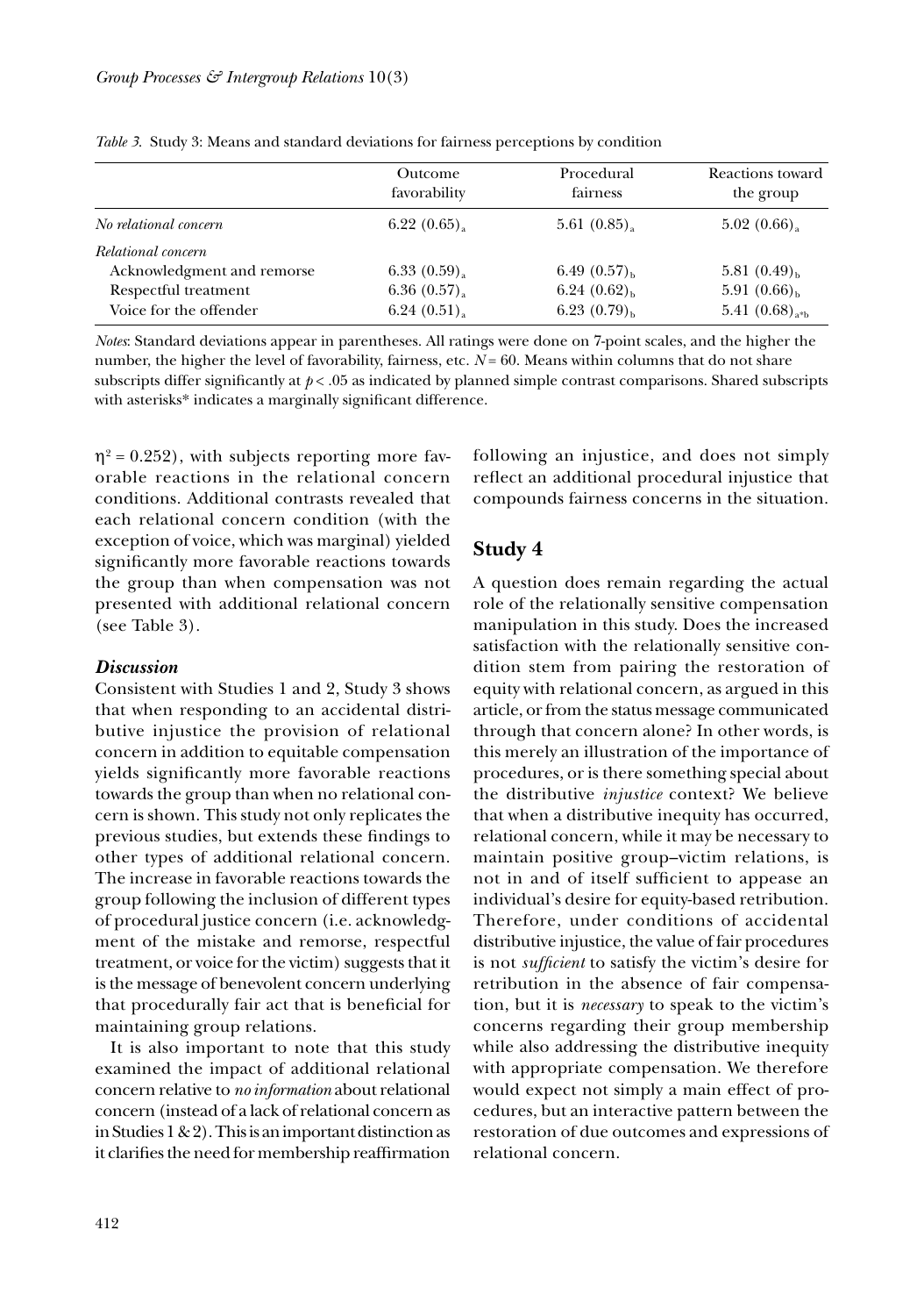*Table 3.* Study 3: Means and standard deviations for fairness perceptions by condition

| | Outcome favorability | Procedural fairness | Reactions toward the group |
|---|---|---|---|
| *No relational concern* | 6.22 (0.65)$_a$ | 5.61 (0.85)$_a$ | 5.02 (0.66)$_a$ |
| *Relational concern* | | | |
| Acknowledgment and remorse | 6.33 (0.59)$_a$ | 6.49 (0.57)$_b$ | 5.81 (0.49)$_b$ |
| Respectful treatment | 6.36 (0.57)$_a$ | 6.24 (0.62)$_b$ | 5.91 (0.66)$_b$ |
| Voice for the offender | 6.24 (0.51)$_a$ | 6.23 (0.79)$_b$ | 5.41 (0.68)$_{a*b}$ |

*Notes*: Standard deviations appear in parentheses. All ratings were done on 7-point scales, and the higher the number, the higher the level of favorability, fairness, etc. $N = 60$. Means within columns that do not share subscripts differ significantly at $p < .05$ as indicated by planned simple contrast comparisons. Shared subscripts with asterisks* indicates a marginally significant difference.

$\eta^2 = 0.252$), with subjects reporting more favorable reactions in the relational concern conditions. Additional contrasts revealed that each relational concern condition (with the exception of voice, which was marginal) yielded significantly more favorable reactions towards the group than when compensation was not presented with additional relational concern (see Table 3).

### *Discussion*

Consistent with Studies 1 and 2, Study 3 shows that when responding to an accidental distributive injustice the provision of relational concern in addition to equitable compensation yields significantly more favorable reactions towards the group than when no relational concern is shown. This study not only replicates the previous studies, but extends these findings to other types of additional relational concern. The increase in favorable reactions towards the group following the inclusion of different types of procedural justice concern (i.e. acknowledgment of the mistake and remorse, respectful treatment, or voice for the victim) suggests that it is the message of benevolent concern underlying that procedurally fair act that is beneficial for maintaining group relations.

It is also important to note that this study examined the impact of additional relational concern relative to *no information* about relational concern (instead of a lack of relational concern as in Studies 1 & 2). This is an important distinction as it clarifies the need for membership reaffirmation following an injustice, and does not simply reflect an additional procedural injustice that compounds fairness concerns in the situation.

## Study 4

A question does remain regarding the actual role of the relationally sensitive compensation manipulation in this study. Does the increased satisfaction with the relationally sensitive condition stem from pairing the restoration of equity with relational concern, as argued in this article, or from the status message communicated through that concern alone? In other words, is this merely an illustration of the importance of procedures, or is there something special about the distributive *injustice* context? We believe that when a distributive inequity has occurred, relational concern, while it may be necessary to maintain positive group–victim relations, is not in and of itself sufficient to appease an individual's desire for equity-based retribution. Therefore, under conditions of accidental distributive injustice, the value of fair procedures is not *sufficient* to satisfy the victim's desire for retribution in the absence of fair compensation, but it is *necessary* to speak to the victim's concerns regarding their group membership while also addressing the distributive inequity with appropriate compensation. We therefore would expect not simply a main effect of procedures, but an interactive pattern between the restoration of due outcomes and expressions of relational concern.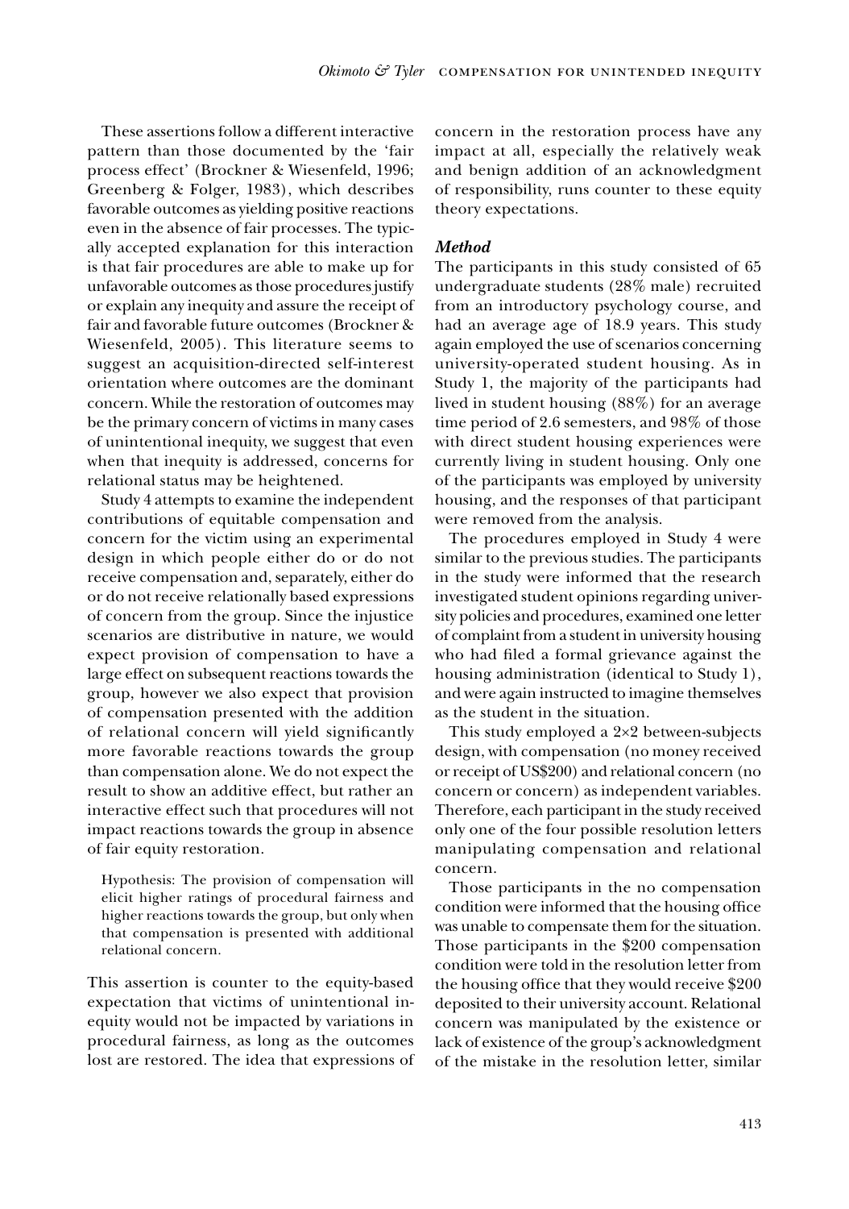These assertions follow a different interactive pattern than those documented by the 'fair process effect' (Brockner & Wiesenfeld, 1996; Greenberg & Folger, 1983), which describes favorable outcomes as yielding positive reactions even in the absence of fair processes. The typically accepted explanation for this interaction is that fair procedures are able to make up for unfavorable outcomes as those procedures justify or explain any inequity and assure the receipt of fair and favorable future outcomes (Brockner & Wiesenfeld, 2005). This literature seems to suggest an acquisition-directed self-interest orientation where outcomes are the dominant concern. While the restoration of outcomes may be the primary concern of victims in many cases of unintentional inequity, we suggest that even when that inequity is addressed, concerns for relational status may be heightened.

Study 4 attempts to examine the independent contributions of equitable compensation and concern for the victim using an experimental design in which people either do or do not receive compensation and, separately, either do or do not receive relationally based expressions of concern from the group. Since the injustice scenarios are distributive in nature, we would expect provision of compensation to have a large effect on subsequent reactions towards the group, however we also expect that provision of compensation presented with the addition of relational concern will yield significantly more favorable reactions towards the group than compensation alone. We do not expect the result to show an additive effect, but rather an interactive effect such that procedures will not impact reactions towards the group in absence of fair equity restoration.

> Hypothesis: The provision of compensation will elicit higher ratings of procedural fairness and higher reactions towards the group, but only when that compensation is presented with additional relational concern.

This assertion is counter to the equity-based expectation that victims of unintentional inequity would not be impacted by variations in procedural fairness, as long as the outcomes lost are restored. The idea that expressions of concern in the restoration process have any impact at all, especially the relatively weak and benign addition of an acknowledgment of responsibility, runs counter to these equity theory expectations.

### *Method*

The participants in this study consisted of 65 undergraduate students (28% male) recruited from an introductory psychology course, and had an average age of 18.9 years. This study again employed the use of scenarios concerning university-operated student housing. As in Study 1, the majority of the participants had lived in student housing (88%) for an average time period of 2.6 semesters, and 98% of those with direct student housing experiences were currently living in student housing. Only one of the participants was employed by university housing, and the responses of that participant were removed from the analysis.

The procedures employed in Study 4 were similar to the previous studies. The participants in the study were informed that the research investigated student opinions regarding university policies and procedures, examined one letter of complaint from a student in university housing who had filed a formal grievance against the housing administration (identical to Study 1), and were again instructed to imagine themselves as the student in the situation.

This study employed a 2×2 between-subjects design, with compensation (no money received or receipt of US$200) and relational concern (no concern or concern) as independent variables. Therefore, each participant in the study received only one of the four possible resolution letters manipulating compensation and relational concern.

Those participants in the no compensation condition were informed that the housing office was unable to compensate them for the situation. Those participants in the $200 compensation condition were told in the resolution letter from the housing office that they would receive $200 deposited to their university account. Relational concern was manipulated by the existence or lack of existence of the group's acknowledgment of the mistake in the resolution letter, similar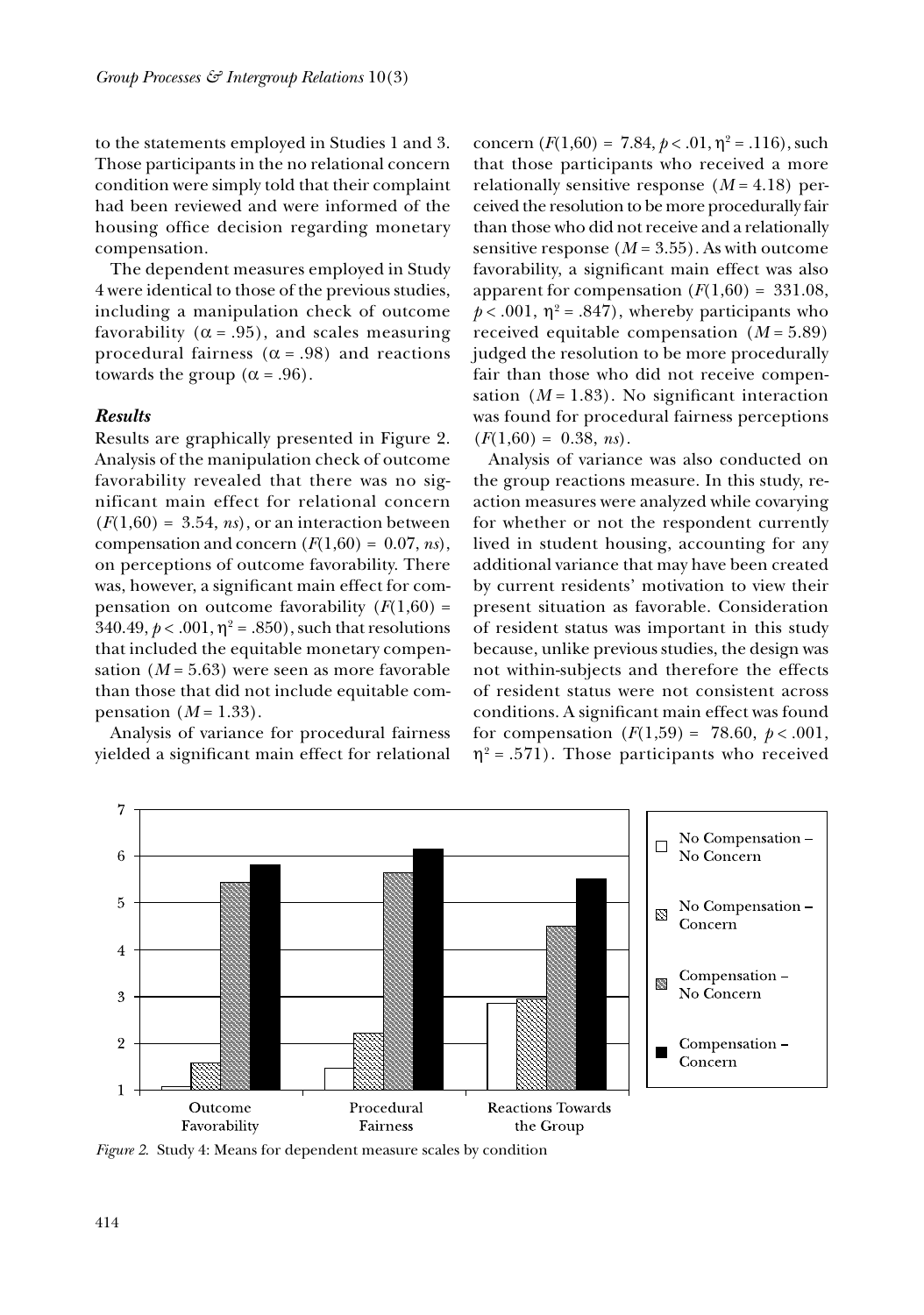to the statements employed in Studies 1 and 3. Those participants in the no relational concern condition were simply told that their complaint had been reviewed and were informed of the housing office decision regarding monetary compensation.

The dependent measures employed in Study 4 were identical to those of the previous studies, including a manipulation check of outcome favorability ($\alpha = .95$), and scales measuring procedural fairness ($\alpha = .98$) and reactions towards the group ($\alpha = .96$).

### *Results*

Results are graphically presented in Figure 2. Analysis of the manipulation check of outcome favorability revealed that there was no significant main effect for relational concern ($F(1,60) = 3.54$, *ns*), or an interaction between compensation and concern ($F(1,60) = 0.07$, *ns*), on perceptions of outcome favorability. There was, however, a significant main effect for compensation on outcome favorability ($F(1,60) = 340.49$, $p < .001$, $\eta^2 = .850$), such that resolutions that included the equitable monetary compensation ($M = 5.63$) were seen as more favorable than those that did not include equitable compensation ($M = 1.33$).

Analysis of variance for procedural fairness yielded a significant main effect for relational concern ($F(1,60) = 7.84$, $p < .01$, $\eta^2 = .116$), such that those participants who received a more relationally sensitive response ($M = 4.18$) perceived the resolution to be more procedurally fair than those who did not receive and a relationally sensitive response ($M = 3.55$). As with outcome favorability, a significant main effect was also apparent for compensation ($F(1,60) = 331.08$, $p < .001$, $\eta^2 = .847$), whereby participants who received equitable compensation ($M = 5.89$) judged the resolution to be more procedurally fair than those who did not receive compensation ($M = 1.83$). No significant interaction was found for procedural fairness perceptions ($F(1,60) = 0.38$, *ns*).

Analysis of variance was also conducted on the group reactions measure. In this study, reaction measures were analyzed while covarying for whether or not the respondent currently lived in student housing, accounting for any additional variance that may have been created by current residents' motivation to view their present situation as favorable. Consideration of resident status was important in this study because, unlike previous studies, the design was not within-subjects and therefore the effects of resident status were not consistent across conditions. A significant main effect was found for compensation ($F(1,59) = 78.60$, $p < .001$, $\eta^2 = .571$). Those participants who received

*Figure 2.* Study 4: Means for dependent measure scales by condition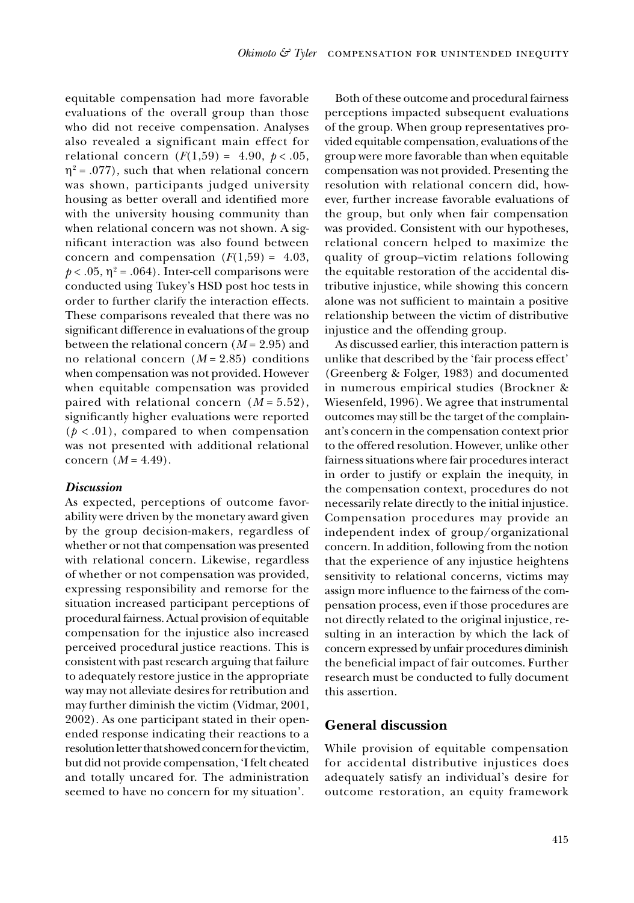equitable compensation had more favorable evaluations of the overall group than those who did not receive compensation. Analyses also revealed a significant main effect for relational concern ($F(1,59) = 4.90$, $p < .05$, $\eta^2 = .077$), such that when relational concern was shown, participants judged university housing as better overall and identified more with the university housing community than when relational concern was not shown. A significant interaction was also found between concern and compensation ($F(1,59) = 4.03$, $p < .05$, $\eta^2 = .064$). Inter-cell comparisons were conducted using Tukey's HSD post hoc tests in order to further clarify the interaction effects. These comparisons revealed that there was no significant difference in evaluations of the group between the relational concern ($M = 2.95$) and no relational concern ($M = 2.85$) conditions when compensation was not provided. However when equitable compensation was provided paired with relational concern ($M = 5.52$), significantly higher evaluations were reported ($p < .01$), compared to when compensation was not presented with additional relational concern ($M = 4.49$).

### *Discussion*

As expected, perceptions of outcome favorability were driven by the monetary award given by the group decision-makers, regardless of whether or not that compensation was presented with relational concern. Likewise, regardless of whether or not compensation was provided, expressing responsibility and remorse for the situation increased participant perceptions of procedural fairness. Actual provision of equitable compensation for the injustice also increased perceived procedural justice reactions. This is consistent with past research arguing that failure to adequately restore justice in the appropriate way may not alleviate desires for retribution and may further diminish the victim (Vidmar, 2001, 2002). As one participant stated in their open-ended response indicating their reactions to a resolution letter that showed concern for the victim, but did not provide compensation, 'I felt cheated and totally uncared for. The administration seemed to have no concern for my situation'.

Both of these outcome and procedural fairness perceptions impacted subsequent evaluations of the group. When group representatives provided equitable compensation, evaluations of the group were more favorable than when equitable compensation was not provided. Presenting the resolution with relational concern did, however, further increase favorable evaluations of the group, but only when fair compensation was provided. Consistent with our hypotheses, relational concern helped to maximize the quality of group–victim relations following the equitable restoration of the accidental distributive injustice, while showing this concern alone was not sufficient to maintain a positive relationship between the victim of distributive injustice and the offending group.

As discussed earlier, this interaction pattern is unlike that described by the 'fair process effect' (Greenberg & Folger, 1983) and documented in numerous empirical studies (Brockner & Wiesenfeld, 1996). We agree that instrumental outcomes may still be the target of the complainant's concern in the compensation context prior to the offered resolution. However, unlike other fairness situations where fair procedures interact in order to justify or explain the inequity, in the compensation context, procedures do not necessarily relate directly to the initial injustice. Compensation procedures may provide an independent index of group/organizational concern. In addition, following from the notion that the experience of any injustice heightens sensitivity to relational concerns, victims may assign more influence to the fairness of the compensation process, even if those procedures are not directly related to the original injustice, resulting in an interaction by which the lack of concern expressed by unfair procedures diminish the beneficial impact of fair outcomes. Further research must be conducted to fully document this assertion.

## General discussion

While provision of equitable compensation for accidental distributive injustices does adequately satisfy an individual's desire for outcome restoration, an equity framework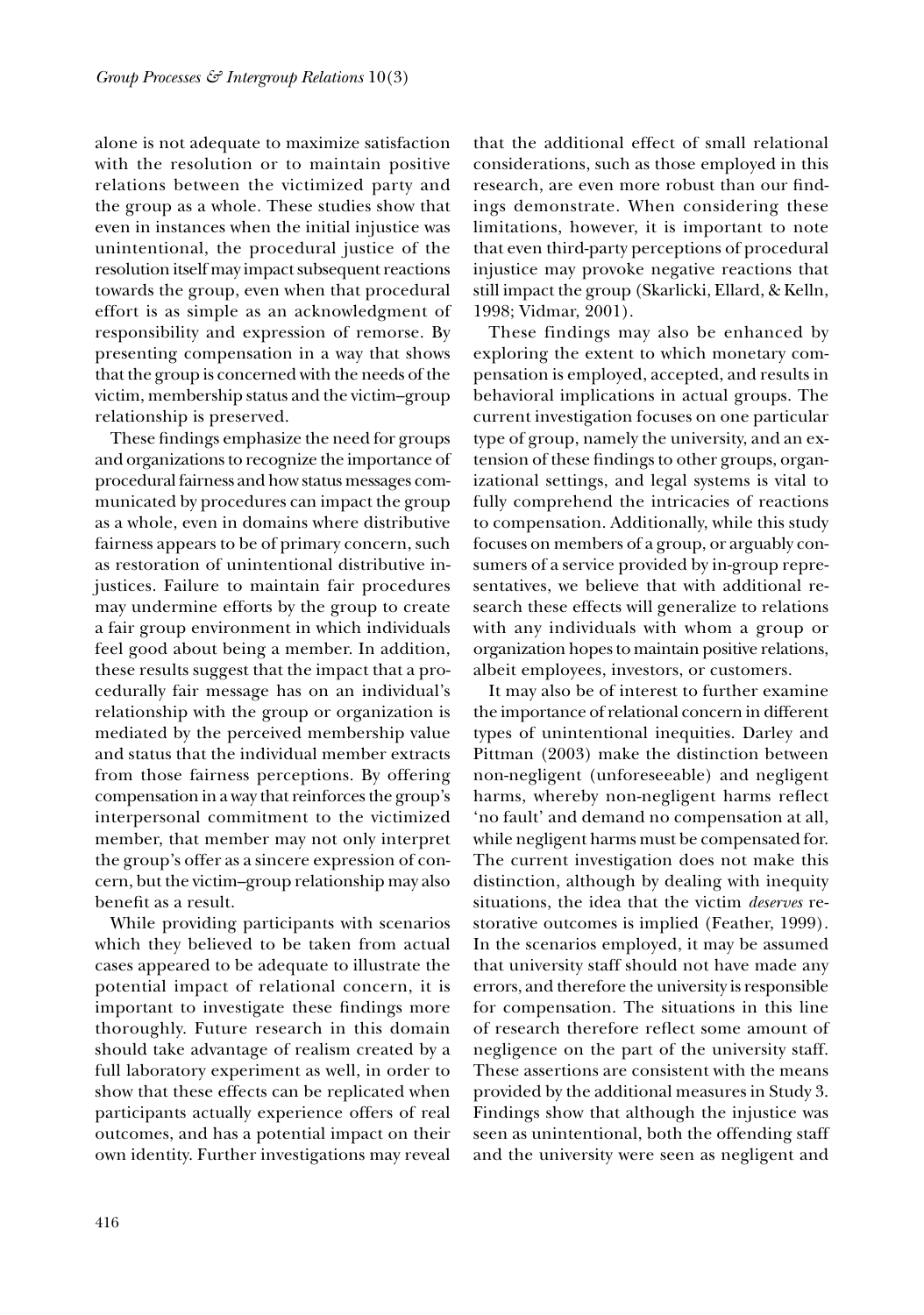alone is not adequate to maximize satisfaction with the resolution or to maintain positive relations between the victimized party and the group as a whole. These studies show that even in instances when the initial injustice was unintentional, the procedural justice of the resolution itself may impact subsequent reactions towards the group, even when that procedural effort is as simple as an acknowledgment of responsibility and expression of remorse. By presenting compensation in a way that shows that the group is concerned with the needs of the victim, membership status and the victim–group relationship is preserved.

These findings emphasize the need for groups and organizations to recognize the importance of procedural fairness and how status messages communicated by procedures can impact the group as a whole, even in domains where distributive fairness appears to be of primary concern, such as restoration of unintentional distributive injustices. Failure to maintain fair procedures may undermine efforts by the group to create a fair group environment in which individuals feel good about being a member. In addition, these results suggest that the impact that a procedurally fair message has on an individual's relationship with the group or organization is mediated by the perceived membership value and status that the individual member extracts from those fairness perceptions. By offering compensation in a way that reinforces the group's interpersonal commitment to the victimized member, that member may not only interpret the group's offer as a sincere expression of concern, but the victim–group relationship may also benefit as a result.

While providing participants with scenarios which they believed to be taken from actual cases appeared to be adequate to illustrate the potential impact of relational concern, it is important to investigate these findings more thoroughly. Future research in this domain should take advantage of realism created by a full laboratory experiment as well, in order to show that these effects can be replicated when participants actually experience offers of real outcomes, and has a potential impact on their own identity. Further investigations may reveal that the additional effect of small relational considerations, such as those employed in this research, are even more robust than our findings demonstrate. When considering these limitations, however, it is important to note that even third-party perceptions of procedural injustice may provoke negative reactions that still impact the group (Skarlicki, Ellard, & Kelln, 1998; Vidmar, 2001).

These findings may also be enhanced by exploring the extent to which monetary compensation is employed, accepted, and results in behavioral implications in actual groups. The current investigation focuses on one particular type of group, namely the university, and an extension of these findings to other groups, organizational settings, and legal systems is vital to fully comprehend the intricacies of reactions to compensation. Additionally, while this study focuses on members of a group, or arguably consumers of a service provided by in-group representatives, we believe that with additional research these effects will generalize to relations with any individuals with whom a group or organization hopes to maintain positive relations, albeit employees, investors, or customers.

It may also be of interest to further examine the importance of relational concern in different types of unintentional inequities. Darley and Pittman (2003) make the distinction between non-negligent (unforeseeable) and negligent harms, whereby non-negligent harms reflect 'no fault' and demand no compensation at all, while negligent harms must be compensated for. The current investigation does not make this distinction, although by dealing with inequity situations, the idea that the victim *deserves* restorative outcomes is implied (Feather, 1999). In the scenarios employed, it may be assumed that university staff should not have made any errors, and therefore the university is responsible for compensation. The situations in this line of research therefore reflect some amount of negligence on the part of the university staff. These assertions are consistent with the means provided by the additional measures in Study 3. Findings show that although the injustice was seen as unintentional, both the offending staff and the university were seen as negligent and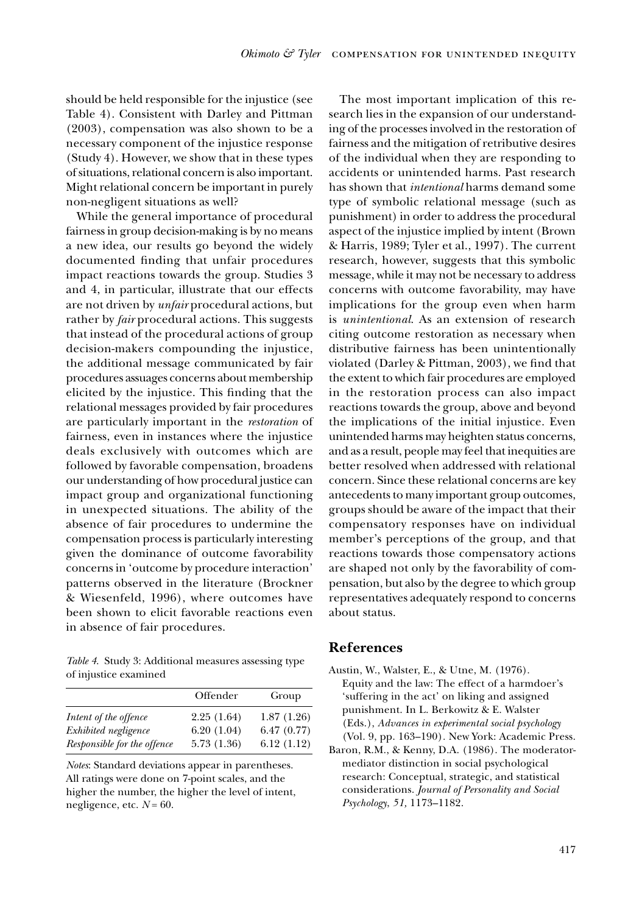should be held responsible for the injustice (see Table 4). Consistent with Darley and Pittman (2003), compensation was also shown to be a necessary component of the injustice response (Study 4). However, we show that in these types of situations, relational concern is also important. Might relational concern be important in purely non-negligent situations as well?

While the general importance of procedural fairness in group decision-making is by no means a new idea, our results go beyond the widely documented finding that unfair procedures impact reactions towards the group. Studies 3 and 4, in particular, illustrate that our effects are not driven by *unfair* procedural actions, but rather by *fair* procedural actions. This suggests that instead of the procedural actions of group decision-makers compounding the injustice, the additional message communicated by fair procedures assuages concerns about membership elicited by the injustice. This finding that the relational messages provided by fair procedures are particularly important in the *restoration* of fairness, even in instances where the injustice deals exclusively with outcomes which are followed by favorable compensation, broadens our understanding of how procedural justice can impact group and organizational functioning in unexpected situations. The ability of the absence of fair procedures to undermine the compensation process is particularly interesting given the dominance of outcome favorability concerns in 'outcome by procedure interaction' patterns observed in the literature (Brockner & Wiesenfeld, 1996), where outcomes have been shown to elicit favorable reactions even in absence of fair procedures.

*Table 4.* Study 3: Additional measures assessing type of injustice examined

| | Offender | Group |
|---|---|---|
| *Intent of the offence* | 2.25 (1.64) | 1.87 (1.26) |
| *Exhibited negligence* | 6.20 (1.04) | 6.47 (0.77) |
| *Responsible for the offence* | 5.73 (1.36) | 6.12 (1.12) |

*Notes*: Standard deviations appear in parentheses. All ratings were done on 7-point scales, and the higher the number, the higher the level of intent, negligence, etc. $N = 60$.

The most important implication of this research lies in the expansion of our understanding of the processes involved in the restoration of fairness and the mitigation of retributive desires of the individual when they are responding to accidents or unintended harms. Past research has shown that *intentional* harms demand some type of symbolic relational message (such as punishment) in order to address the procedural aspect of the injustice implied by intent (Brown & Harris, 1989; Tyler et al., 1997). The current research, however, suggests that this symbolic message, while it may not be necessary to address concerns with outcome favorability, may have implications for the group even when harm is *unintentional*. As an extension of research citing outcome restoration as necessary when distributive fairness has been unintentionally violated (Darley & Pittman, 2003), we find that the extent to which fair procedures are employed in the restoration process can also impact reactions towards the group, above and beyond the implications of the initial injustice. Even unintended harms may heighten status concerns, and as a result, people may feel that inequities are better resolved when addressed with relational concern. Since these relational concerns are key antecedents to many important group outcomes, groups should be aware of the impact that their compensatory responses have on individual member's perceptions of the group, and that reactions towards those compensatory actions are shaped not only by the favorability of compensation, but also by the degree to which group representatives adequately respond to concerns about status.

## References

Austin, W., Walster, E., & Utne, M. (1976). Equity and the law: The effect of a harmdoer's 'suffering in the act' on liking and assigned punishment. In L. Berkowitz & E. Walster (Eds.), *Advances in experimental social psychology* (Vol. 9, pp. 163–190). New York: Academic Press.

Baron, R.M., & Kenny, D.A. (1986). The moderator-mediator distinction in social psychological research: Conceptual, strategic, and statistical considerations. *Journal of Personality and Social Psychology, 51,* 1173–1182.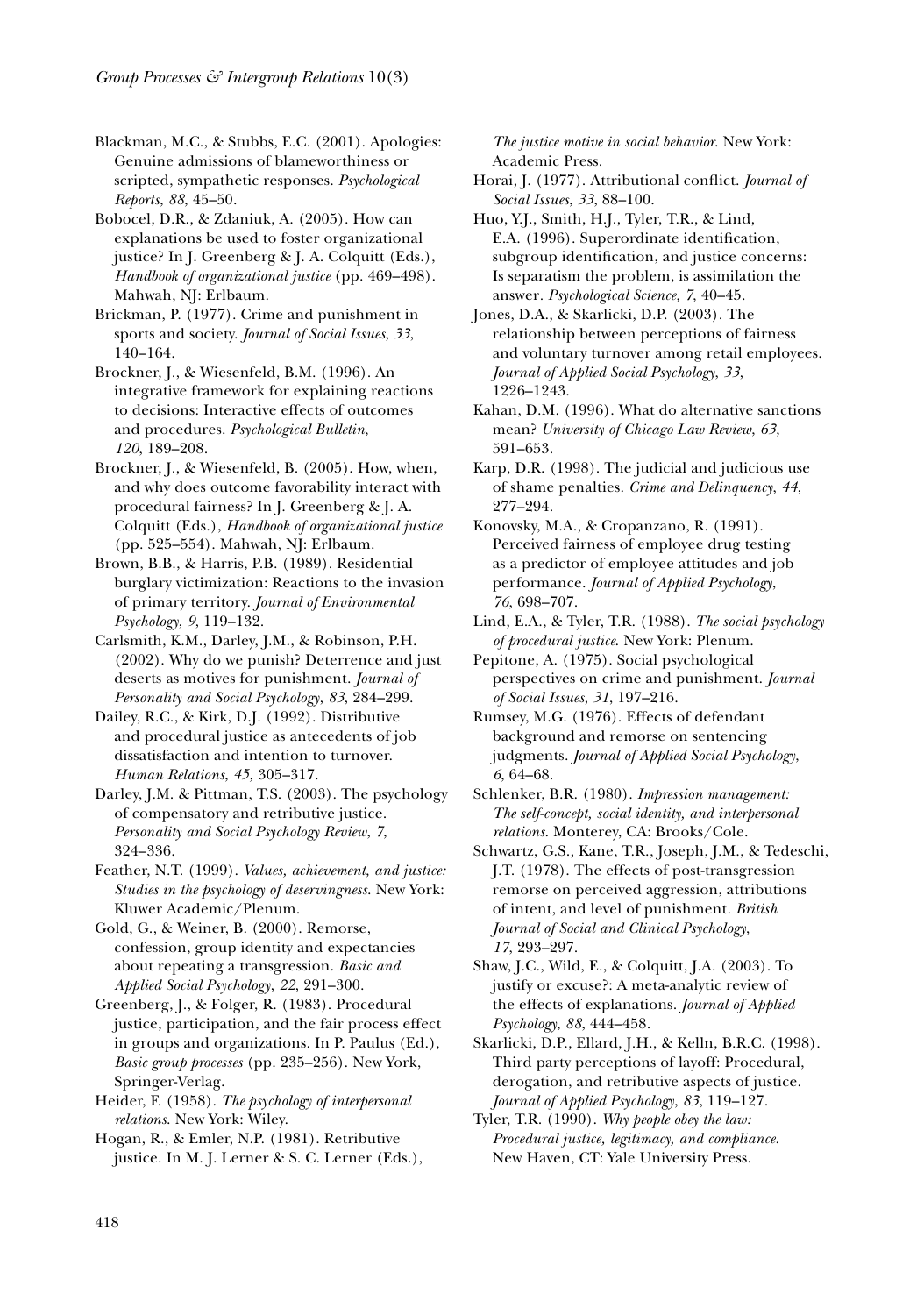Blackman, M.C., & Stubbs, E.C. (2001). Apologies: Genuine admissions of blameworthiness or scripted, sympathetic responses. *Psychological Reports*, *88*, 45–50.

Bobocel, D.R., & Zdaniuk, A. (2005). How can explanations be used to foster organizational justice? In J. Greenberg & J. A. Colquitt (Eds.), *Handbook of organizational justice* (pp. 469–498). Mahwah, NJ: Erlbaum.

Brickman, P. (1977). Crime and punishment in sports and society. *Journal of Social Issues*, *33*, 140–164.

Brockner, J., & Wiesenfeld, B.M. (1996). An integrative framework for explaining reactions to decisions: Interactive effects of outcomes and procedures. *Psychological Bulletin*, *120*, 189–208.

Brockner, J., & Wiesenfeld, B. (2005). How, when, and why does outcome favorability interact with procedural fairness? In J. Greenberg & J. A. Colquitt (Eds.), *Handbook of organizational justice* (pp. 525–554). Mahwah, NJ: Erlbaum.

Brown, B.B., & Harris, P.B. (1989). Residential burglary victimization: Reactions to the invasion of primary territory. *Journal of Environmental Psychology*, *9*, 119–132.

Carlsmith, K.M., Darley, J.M., & Robinson, P.H. (2002). Why do we punish? Deterrence and just deserts as motives for punishment. *Journal of Personality and Social Psychology*, *83*, 284–299.

Dailey, R.C., & Kirk, D.J. (1992). Distributive and procedural justice as antecedents of job dissatisfaction and intention to turnover. *Human Relations*, *45,* 305–317.

Darley, J.M. & Pittman, T.S. (2003). The psychology of compensatory and retributive justice. *Personality and Social Psychology Review*, *7*, 324–336.

Feather, N.T. (1999). *Values, achievement, and justice: Studies in the psychology of deservingness*. New York: Kluwer Academic/Plenum.

Gold, G., & Weiner, B. (2000). Remorse, confession, group identity and expectancies about repeating a transgression. *Basic and Applied Social Psychology*, *22*, 291–300.

Greenberg, J., & Folger, R. (1983). Procedural justice, participation, and the fair process effect in groups and organizations. In P. Paulus (Ed.), *Basic group processes* (pp. 235–256). New York, Springer-Verlag.

Heider, F. (1958). *The psychology of interpersonal relations*. New York: Wiley.

Hogan, R., & Emler, N.P. (1981). Retributive justice. In M. J. Lerner & S. C. Lerner (Eds.), *The justice motive in social behavior*. New York: Academic Press.

Horai, J. (1977). Attributional conflict. *Journal of Social Issues*, *33*, 88–100.

Huo, Y.J., Smith, H.J., Tyler, T.R., & Lind, E.A. (1996). Superordinate identification, subgroup identification, and justice concerns: Is separatism the problem, is assimilation the answer. *Psychological Science, 7*, 40–45.

Jones, D.A., & Skarlicki, D.P. (2003). The relationship between perceptions of fairness and voluntary turnover among retail employees. *Journal of Applied Social Psychology*, *33*, 1226–1243.

Kahan, D.M. (1996). What do alternative sanctions mean? *University of Chicago Law Review*, *63*, 591–653.

Karp, D.R. (1998). The judicial and judicious use of shame penalties. *Crime and Delinquency*, *44*, 277–294.

Konovsky, M.A., & Cropanzano, R. (1991). Perceived fairness of employee drug testing as a predictor of employee attitudes and job performance. *Journal of Applied Psychology*, *76*, 698–707.

Lind, E.A., & Tyler, T.R. (1988). *The social psychology of procedural justice*. New York: Plenum.

Pepitone, A. (1975). Social psychological perspectives on crime and punishment. *Journal of Social Issues*, *31*, 197–216.

Rumsey, M.G. (1976). Effects of defendant background and remorse on sentencing judgments. *Journal of Applied Social Psychology*, *6*, 64–68.

Schlenker, B.R. (1980). *Impression management: The self-concept, social identity, and interpersonal relations*. Monterey, CA: Brooks/Cole.

Schwartz, G.S., Kane, T.R., Joseph, J.M., & Tedeschi, J.T. (1978). The effects of post-transgression remorse on perceived aggression, attributions of intent, and level of punishment. *British Journal of Social and Clinical Psychology*, *17*, 293–297.

Shaw, J.C., Wild, E., & Colquitt, J.A. (2003). To justify or excuse?: A meta-analytic review of the effects of explanations. *Journal of Applied Psychology*, *88*, 444–458.

Skarlicki, D.P., Ellard, J.H., & Kelln, B.R.C. (1998). Third party perceptions of layoff: Procedural, derogation, and retributive aspects of justice. *Journal of Applied Psychology*, *83*, 119–127.

Tyler, T.R. (1990). *Why people obey the law: Procedural justice, legitimacy, and compliance*. New Haven, CT: Yale University Press.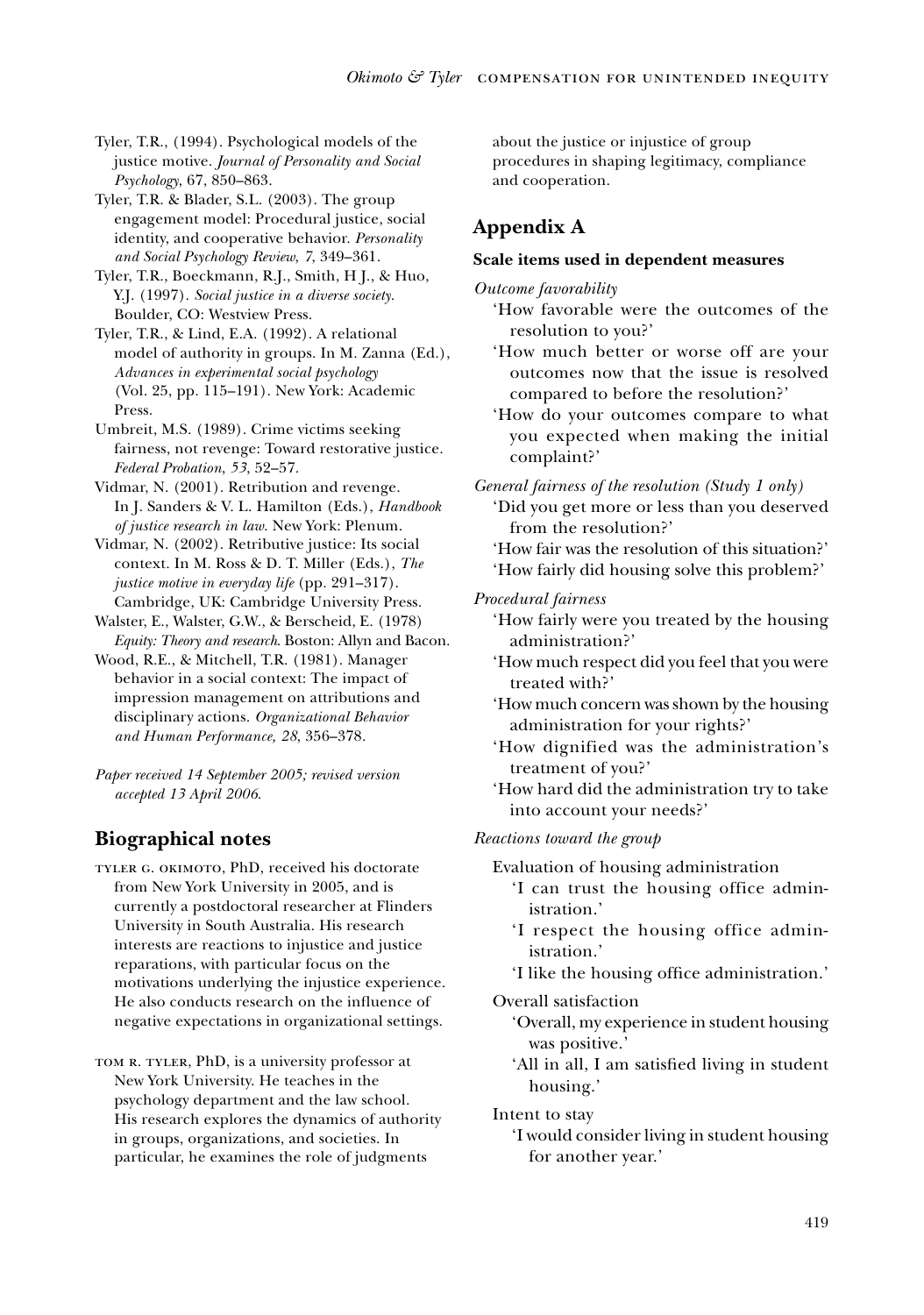Tyler, T.R., (1994). Psychological models of the justice motive. *Journal of Personality and Social Psychology*, 67, 850–863.

Tyler, T.R. & Blader, S.L. (2003). The group engagement model: Procedural justice, social identity, and cooperative behavior. *Personality and Social Psychology Review, 7*, 349–361.

Tyler, T.R., Boeckmann, R.J., Smith, H J., & Huo, Y.J. (1997). *Social justice in a diverse society*. Boulder, CO: Westview Press.

Tyler, T.R., & Lind, E.A. (1992). A relational model of authority in groups. In M. Zanna (Ed.), *Advances in experimental social psychology* (Vol. 25, pp. 115–191). New York: Academic Press.

Umbreit, M.S. (1989). Crime victims seeking fairness, not revenge: Toward restorative justice. *Federal Probation*, *53*, 52–57.

Vidmar, N. (2001). Retribution and revenge. In J. Sanders & V. L. Hamilton (Eds.), *Handbook of justice research in law*. New York: Plenum.

Vidmar, N. (2002). Retributive justice: Its social context. In M. Ross & D. T. Miller (Eds.), *The justice motive in everyday life* (pp. 291–317). Cambridge, UK: Cambridge University Press.

Walster, E., Walster, G.W., & Berscheid, E. (1978) *Equity: Theory and research*. Boston: Allyn and Bacon.

Wood, R.E., & Mitchell, T.R. (1981). Manager behavior in a social context: The impact of impression management on attributions and disciplinary actions. *Organizational Behavior and Human Performance, 28*, 356–378.

*Paper received 14 September 2005; revised version accepted 13 April 2006.*

## Biographical notes

TYLER G. OKIMOTO, PhD, received his doctorate from New York University in 2005, and is currently a postdoctoral researcher at Flinders University in South Australia. His research interests are reactions to injustice and justice reparations, with particular focus on the motivations underlying the injustice experience. He also conducts research on the influence of negative expectations in organizational settings.

TOM R. TYLER, PhD, is a university professor at New York University. He teaches in the psychology department and the law school. His research explores the dynamics of authority in groups, organizations, and societies. In particular, he examines the role of judgments about the justice or injustice of group procedures in shaping legitimacy, compliance and cooperation.

## Appendix A

### Scale items used in dependent measures

*Outcome favorability*

- 'How favorable were the outcomes of the resolution to you?'
- 'How much better or worse off are your outcomes now that the issue is resolved compared to before the resolution?'
- 'How do your outcomes compare to what you expected when making the initial complaint?'

*General fairness of the resolution (Study 1 only)*

- 'Did you get more or less than you deserved from the resolution?'
- 'How fair was the resolution of this situation?'
- 'How fairly did housing solve this problem?'

*Procedural fairness*

- 'How fairly were you treated by the housing administration?'
- 'How much respect did you feel that you were treated with?'
- 'How much concern was shown by the housing administration for your rights?'
- 'How dignified was the administration's treatment of you?'
- 'How hard did the administration try to take into account your needs?'

*Reactions toward the group*

- Evaluation of housing administration
  - 'I can trust the housing office administration.'
  - 'I respect the housing office administration.'
  - 'I like the housing office administration.'
- Overall satisfaction
  - 'Overall, my experience in student housing was positive.'
  - 'All in all, I am satisfied living in student housing.'
- Intent to stay
  - 'I would consider living in student housing for another year.'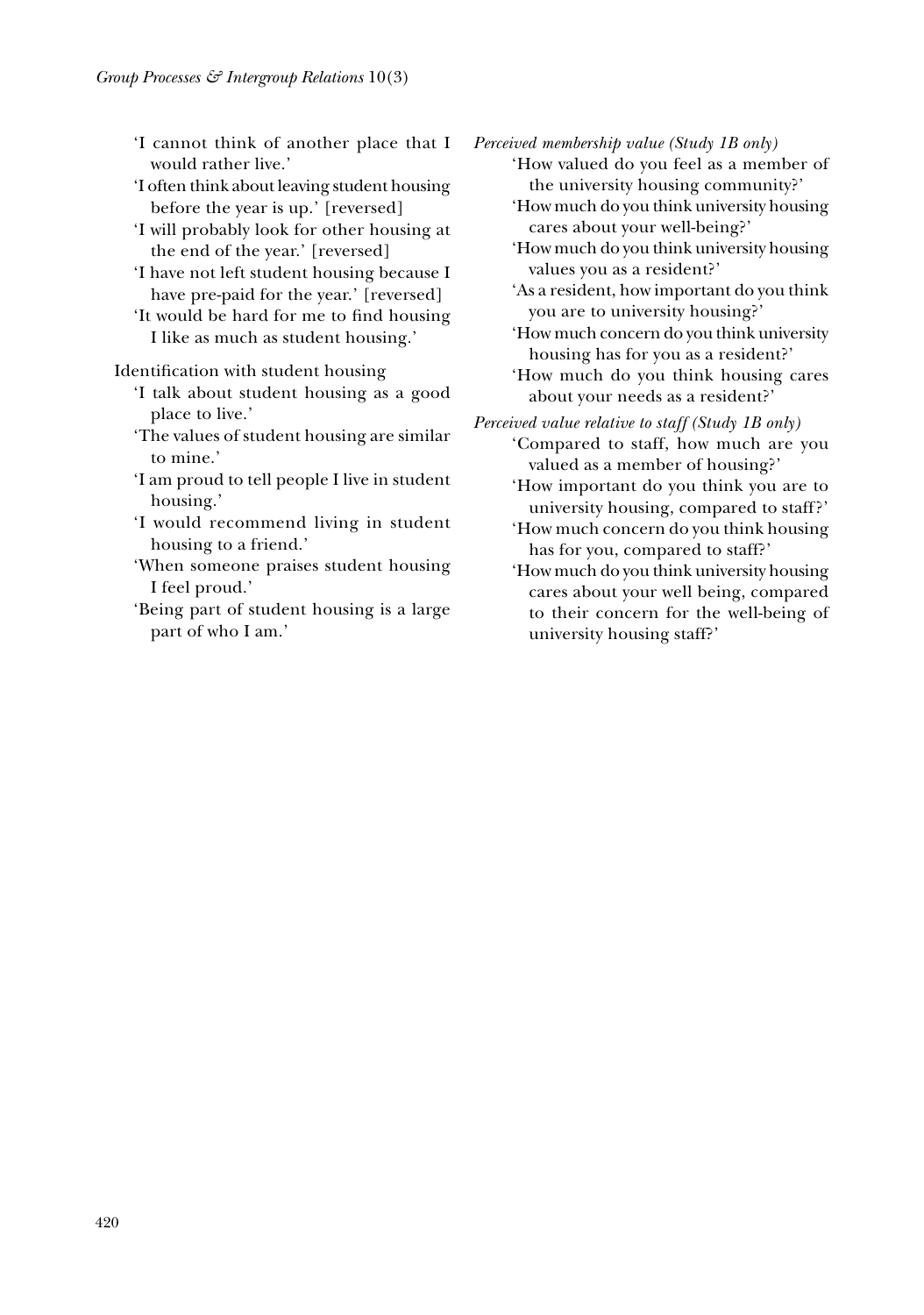'I cannot think of another place that I would rather live.'

'I often think about leaving student housing before the year is up.' [reversed]

'I will probably look for other housing at the end of the year.' [reversed]

'I have not left student housing because I have pre-paid for the year.' [reversed]

'It would be hard for me to find housing I like as much as student housing.'

Identification with student housing

'I talk about student housing as a good place to live.'

'The values of student housing are similar to mine.'

'I am proud to tell people I live in student housing.'

'I would recommend living in student housing to a friend.'

'When someone praises student housing I feel proud.'

'Being part of student housing is a large part of who I am.'

*Perceived membership value (Study 1B only)*

'How valued do you feel as a member of the university housing community?'

'How much do you think university housing cares about your well-being?'

'How much do you think university housing values you as a resident?'

'As a resident, how important do you think you are to university housing?'

'How much concern do you think university housing has for you as a resident?'

'How much do you think housing cares about your needs as a resident?'

*Perceived value relative to staff (Study 1B only)*

'Compared to staff, how much are you valued as a member of housing?'

'How important do you think you are to university housing, compared to staff?'

'How much concern do you think housing has for you, compared to staff?'

'How much do you think university housing cares about your well being, compared to their concern for the well-being of university housing staff?'